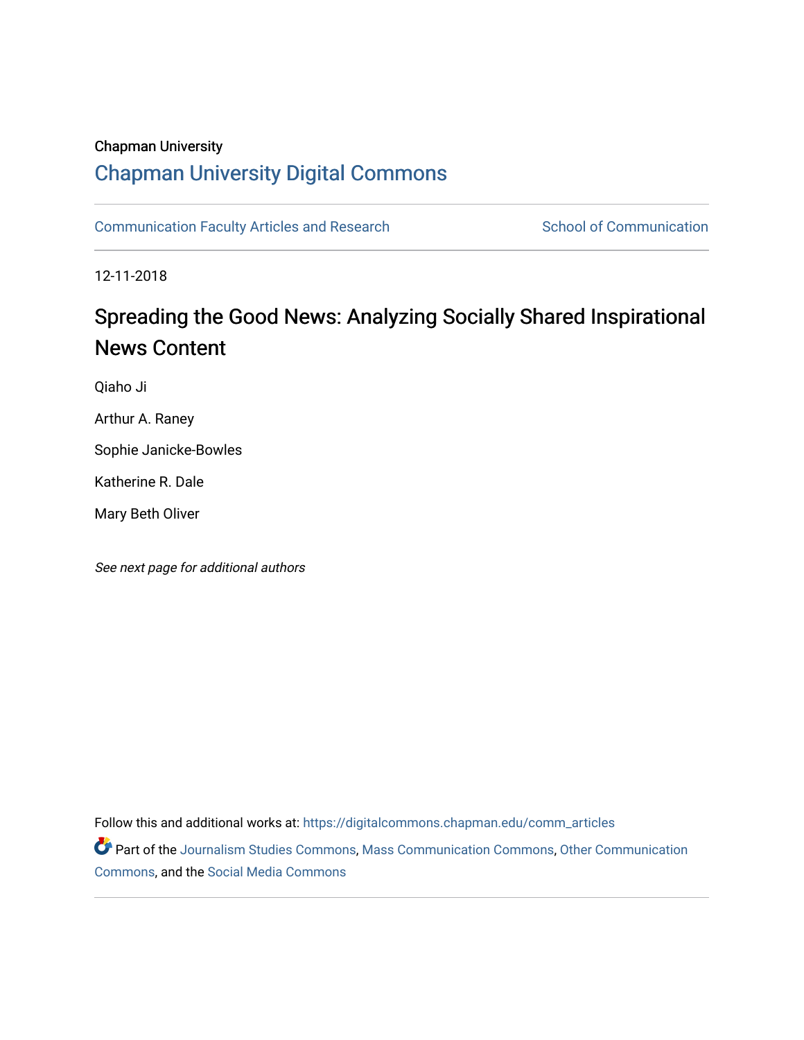Chapman University

## Chapman University Digital Commons

Communication Faculty Articles and Research | School of Communication

12-11-2018

# Spreading the Good News: Analyzing Socially Shared Inspirational News Content

Qiaho Ji

Arthur A. Raney

Sophie Janicke-Bowles

Katherine R. Dale

Mary Beth Oliver

*See next page for additional authors*

Follow this and additional works at: https://digitalcommons.chapman.edu/comm_articles

Part of the Journalism Studies Commons, Mass Communication Commons, Other Communication Commons, and the Social Media Commons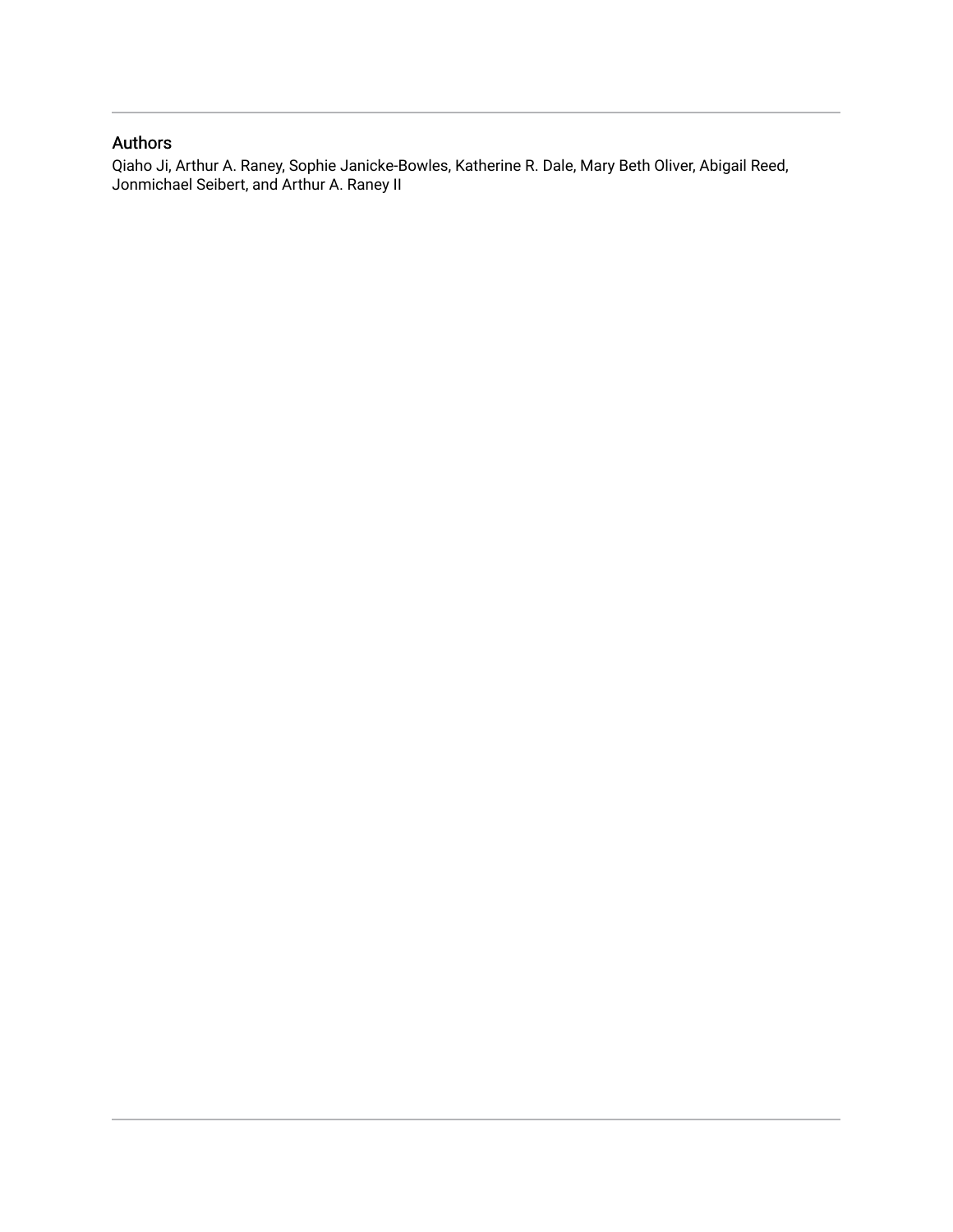## Authors

Qiaho Ji, Arthur A. Raney, Sophie Janicke-Bowles, Katherine R. Dale, Mary Beth Oliver, Abigail Reed, Jonmichael Seibert, and Arthur A. Raney II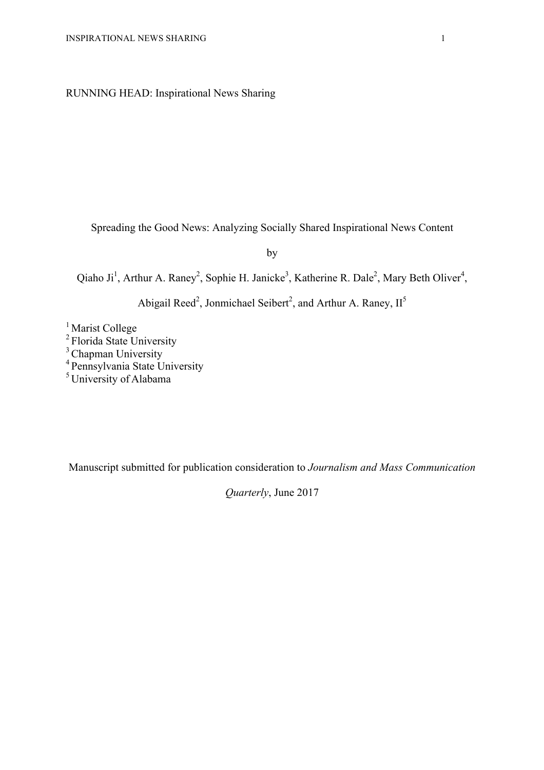RUNNING HEAD: Inspirational News Sharing

Spreading the Good News: Analyzing Socially Shared Inspirational News Content

by

Qiaho Ji[1], Arthur A. Raney[2], Sophie H. Janicke[3], Katherine R. Dale[2], Mary Beth Oliver[4],

Abigail Reed[2], Jonmichael Seibert[2], and Arthur A. Raney, II[5]

[1] Marist College
[2] Florida State University
[3] Chapman University
[4] Pennsylvania State University
[5] University of Alabama

Manuscript submitted for publication consideration to *Journalism and Mass Communication Quarterly*, June 2017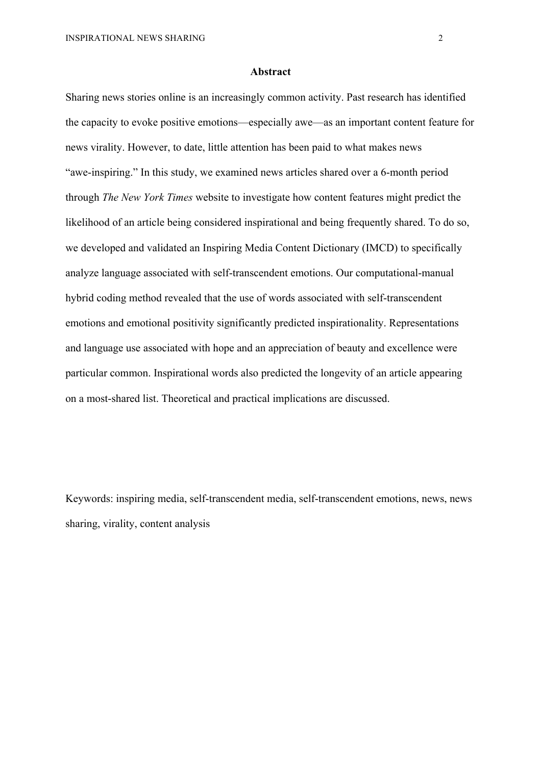## Abstract

Sharing news stories online is an increasingly common activity. Past research has identified the capacity to evoke positive emotions—especially awe—as an important content feature for news virality. However, to date, little attention has been paid to what makes news "awe-inspiring." In this study, we examined news articles shared over a 6-month period through *The New York Times* website to investigate how content features might predict the likelihood of an article being considered inspirational and being frequently shared. To do so, we developed and validated an Inspiring Media Content Dictionary (IMCD) to specifically analyze language associated with self-transcendent emotions. Our computational-manual hybrid coding method revealed that the use of words associated with self-transcendent emotions and emotional positivity significantly predicted inspirationality. Representations and language use associated with hope and an appreciation of beauty and excellence were particular common. Inspirational words also predicted the longevity of an article appearing on a most-shared list. Theoretical and practical implications are discussed.

Keywords: inspiring media, self-transcendent media, self-transcendent emotions, news, news sharing, virality, content analysis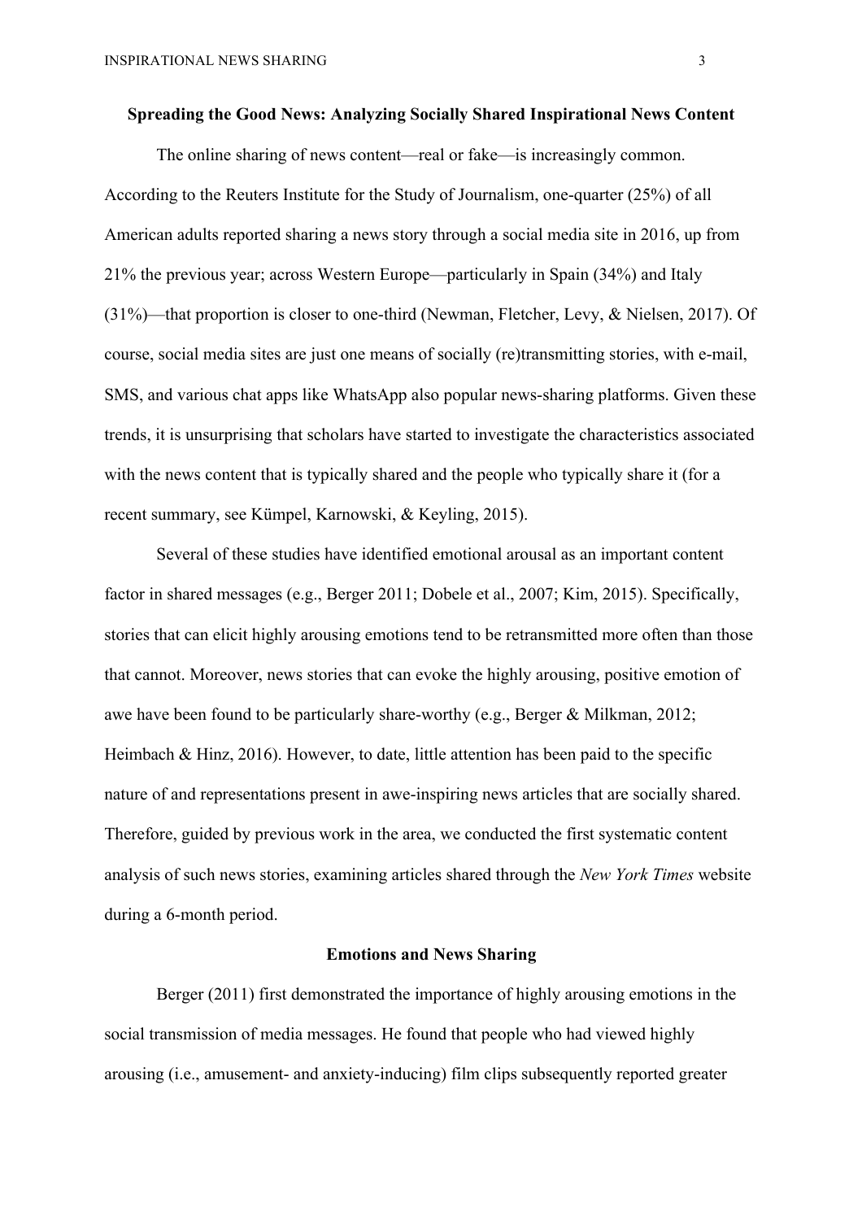## Spreading the Good News: Analyzing Socially Shared Inspirational News Content

The online sharing of news content—real or fake—is increasingly common. According to the Reuters Institute for the Study of Journalism, one-quarter (25%) of all American adults reported sharing a news story through a social media site in 2016, up from 21% the previous year; across Western Europe—particularly in Spain (34%) and Italy (31%)—that proportion is closer to one-third (Newman, Fletcher, Levy, & Nielsen, 2017). Of course, social media sites are just one means of socially (re)transmitting stories, with e-mail, SMS, and various chat apps like WhatsApp also popular news-sharing platforms. Given these trends, it is unsurprising that scholars have started to investigate the characteristics associated with the news content that is typically shared and the people who typically share it (for a recent summary, see Kümpel, Karnowski, & Keyling, 2015).

Several of these studies have identified emotional arousal as an important content factor in shared messages (e.g., Berger 2011; Dobele et al., 2007; Kim, 2015). Specifically, stories that can elicit highly arousing emotions tend to be retransmitted more often than those that cannot. Moreover, news stories that can evoke the highly arousing, positive emotion of awe have been found to be particularly share-worthy (e.g., Berger & Milkman, 2012; Heimbach & Hinz, 2016). However, to date, little attention has been paid to the specific nature of and representations present in awe-inspiring news articles that are socially shared. Therefore, guided by previous work in the area, we conducted the first systematic content analysis of such news stories, examining articles shared through the *New York Times* website during a 6-month period.

### Emotions and News Sharing

Berger (2011) first demonstrated the importance of highly arousing emotions in the social transmission of media messages. He found that people who had viewed highly arousing (i.e., amusement- and anxiety-inducing) film clips subsequently reported greater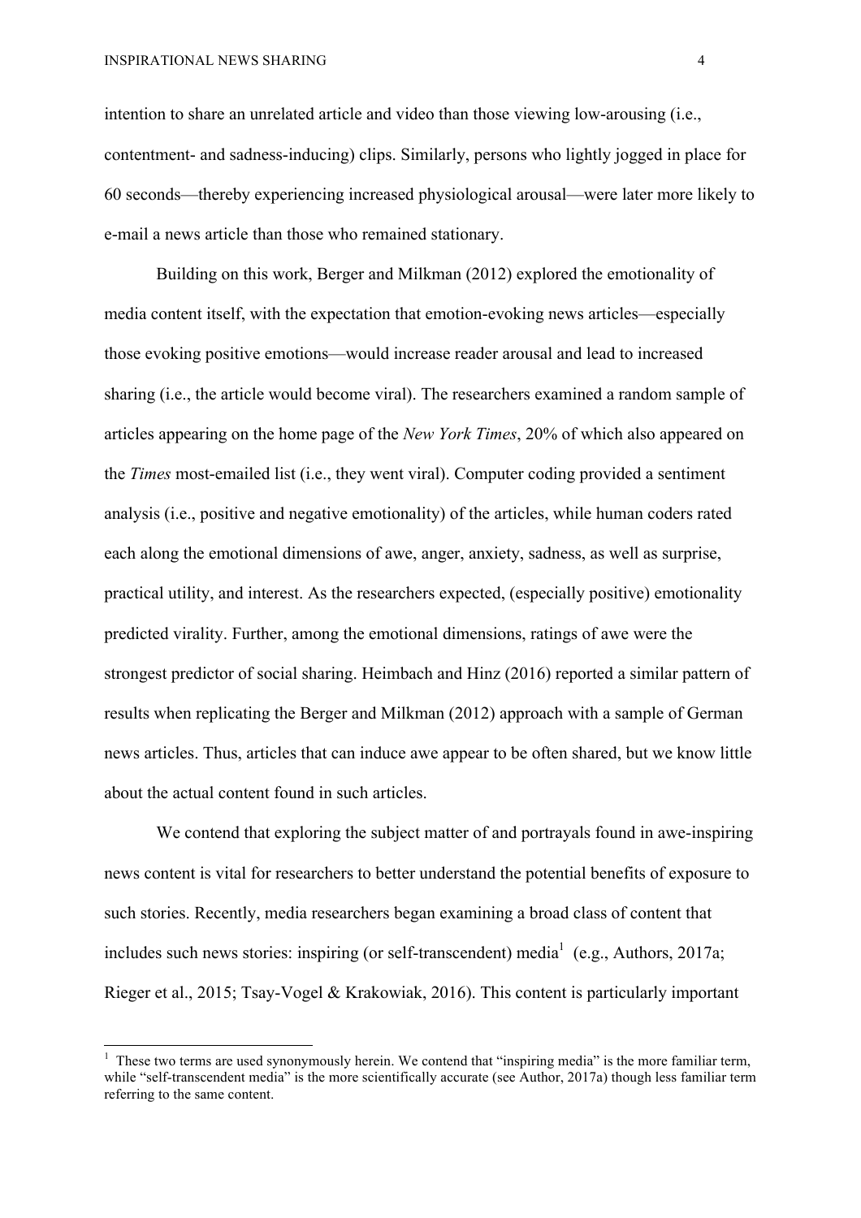intention to share an unrelated article and video than those viewing low-arousing (i.e., contentment- and sadness-inducing) clips. Similarly, persons who lightly jogged in place for 60 seconds—thereby experiencing increased physiological arousal—were later more likely to e-mail a news article than those who remained stationary.

Building on this work, Berger and Milkman (2012) explored the emotionality of media content itself, with the expectation that emotion-evoking news articles—especially those evoking positive emotions—would increase reader arousal and lead to increased sharing (i.e., the article would become viral). The researchers examined a random sample of articles appearing on the home page of the *New York Times*, 20% of which also appeared on the *Times* most-emailed list (i.e., they went viral). Computer coding provided a sentiment analysis (i.e., positive and negative emotionality) of the articles, while human coders rated each along the emotional dimensions of awe, anger, anxiety, sadness, as well as surprise, practical utility, and interest. As the researchers expected, (especially positive) emotionality predicted virality. Further, among the emotional dimensions, ratings of awe were the strongest predictor of social sharing. Heimbach and Hinz (2016) reported a similar pattern of results when replicating the Berger and Milkman (2012) approach with a sample of German news articles. Thus, articles that can induce awe appear to be often shared, but we know little about the actual content found in such articles.

We contend that exploring the subject matter of and portrayals found in awe-inspiring news content is vital for researchers to better understand the potential benefits of exposure to such stories. Recently, media researchers began examining a broad class of content that includes such news stories: inspiring (or self-transcendent) media[1] (e.g., Authors, 2017a; Rieger et al., 2015; Tsay-Vogel & Krakowiak, 2016). This content is particularly important

[1] These two terms are used synonymously herein. We contend that "inspiring media" is the more familiar term, while "self-transcendent media" is the more scientifically accurate (see Author, 2017a) though less familiar term referring to the same content.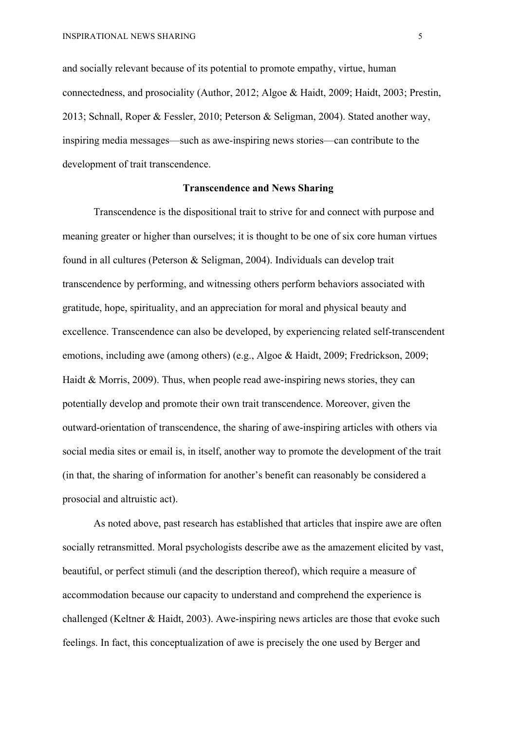and socially relevant because of its potential to promote empathy, virtue, human connectedness, and prosociality (Author, 2012; Algoe & Haidt, 2009; Haidt, 2003; Prestin, 2013; Schnall, Roper & Fessler, 2010; Peterson & Seligman, 2004). Stated another way, inspiring media messages—such as awe-inspiring news stories—can contribute to the development of trait transcendence.

## Transcendence and News Sharing

Transcendence is the dispositional trait to strive for and connect with purpose and meaning greater or higher than ourselves; it is thought to be one of six core human virtues found in all cultures (Peterson & Seligman, 2004). Individuals can develop trait transcendence by performing, and witnessing others perform behaviors associated with gratitude, hope, spirituality, and an appreciation for moral and physical beauty and excellence. Transcendence can also be developed, by experiencing related self-transcendent emotions, including awe (among others) (e.g., Algoe & Haidt, 2009; Fredrickson, 2009; Haidt & Morris, 2009). Thus, when people read awe-inspiring news stories, they can potentially develop and promote their own trait transcendence. Moreover, given the outward-orientation of transcendence, the sharing of awe-inspiring articles with others via social media sites or email is, in itself, another way to promote the development of the trait (in that, the sharing of information for another's benefit can reasonably be considered a prosocial and altruistic act).

As noted above, past research has established that articles that inspire awe are often socially retransmitted. Moral psychologists describe awe as the amazement elicited by vast, beautiful, or perfect stimuli (and the description thereof), which require a measure of accommodation because our capacity to understand and comprehend the experience is challenged (Keltner & Haidt, 2003). Awe-inspiring news articles are those that evoke such feelings. In fact, this conceptualization of awe is precisely the one used by Berger and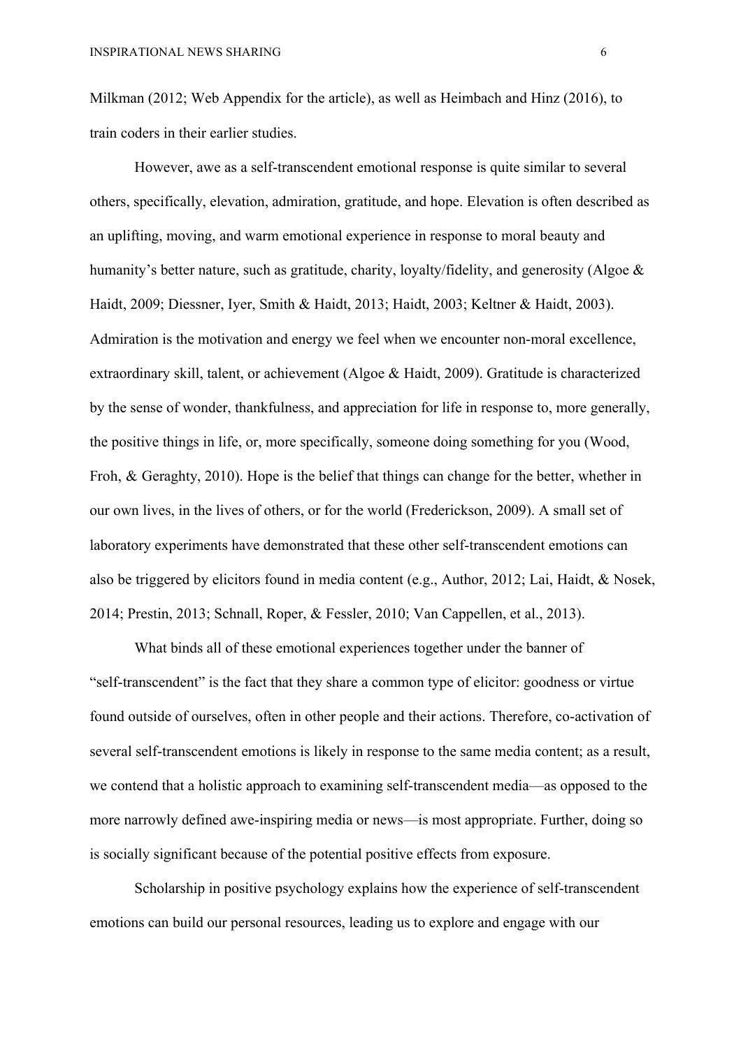Milkman (2012; Web Appendix for the article), as well as Heimbach and Hinz (2016), to train coders in their earlier studies.

However, awe as a self-transcendent emotional response is quite similar to several others, specifically, elevation, admiration, gratitude, and hope. Elevation is often described as an uplifting, moving, and warm emotional experience in response to moral beauty and humanity's better nature, such as gratitude, charity, loyalty/fidelity, and generosity (Algoe & Haidt, 2009; Diessner, Iyer, Smith & Haidt, 2013; Haidt, 2003; Keltner & Haidt, 2003). Admiration is the motivation and energy we feel when we encounter non-moral excellence, extraordinary skill, talent, or achievement (Algoe & Haidt, 2009). Gratitude is characterized by the sense of wonder, thankfulness, and appreciation for life in response to, more generally, the positive things in life, or, more specifically, someone doing something for you (Wood, Froh, & Geraghty, 2010). Hope is the belief that things can change for the better, whether in our own lives, in the lives of others, or for the world (Frederickson, 2009). A small set of laboratory experiments have demonstrated that these other self-transcendent emotions can also be triggered by elicitors found in media content (e.g., Author, 2012; Lai, Haidt, & Nosek, 2014; Prestin, 2013; Schnall, Roper, & Fessler, 2010; Van Cappellen, et al., 2013).

What binds all of these emotional experiences together under the banner of "self-transcendent" is the fact that they share a common type of elicitor: goodness or virtue found outside of ourselves, often in other people and their actions. Therefore, co-activation of several self-transcendent emotions is likely in response to the same media content; as a result, we contend that a holistic approach to examining self-transcendent media—as opposed to the more narrowly defined awe-inspiring media or news—is most appropriate. Further, doing so is socially significant because of the potential positive effects from exposure.

Scholarship in positive psychology explains how the experience of self-transcendent emotions can build our personal resources, leading us to explore and engage with our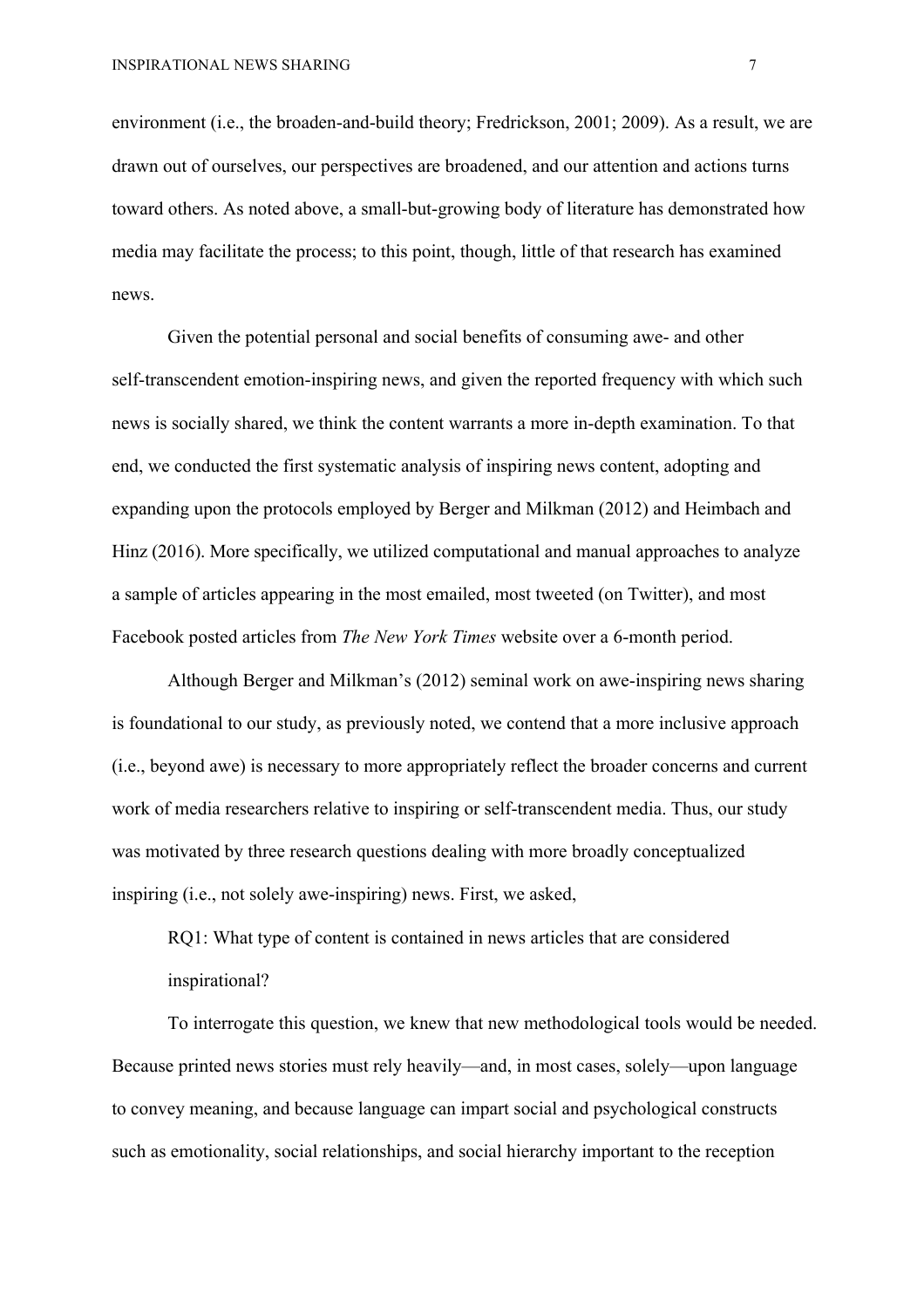environment (i.e., the broaden-and-build theory; Fredrickson, 2001; 2009). As a result, we are drawn out of ourselves, our perspectives are broadened, and our attention and actions turns toward others. As noted above, a small-but-growing body of literature has demonstrated how media may facilitate the process; to this point, though, little of that research has examined news.

Given the potential personal and social benefits of consuming awe- and other self-transcendent emotion-inspiring news, and given the reported frequency with which such news is socially shared, we think the content warrants a more in-depth examination. To that end, we conducted the first systematic analysis of inspiring news content, adopting and expanding upon the protocols employed by Berger and Milkman (2012) and Heimbach and Hinz (2016). More specifically, we utilized computational and manual approaches to analyze a sample of articles appearing in the most emailed, most tweeted (on Twitter), and most Facebook posted articles from *The New York Times* website over a 6-month period.

Although Berger and Milkman's (2012) seminal work on awe-inspiring news sharing is foundational to our study, as previously noted, we contend that a more inclusive approach (i.e., beyond awe) is necessary to more appropriately reflect the broader concerns and current work of media researchers relative to inspiring or self-transcendent media. Thus, our study was motivated by three research questions dealing with more broadly conceptualized inspiring (i.e., not solely awe-inspiring) news. First, we asked,

> RQ1: What type of content is contained in news articles that are considered inspirational?

To interrogate this question, we knew that new methodological tools would be needed. Because printed news stories must rely heavily—and, in most cases, solely—upon language to convey meaning, and because language can impart social and psychological constructs such as emotionality, social relationships, and social hierarchy important to the reception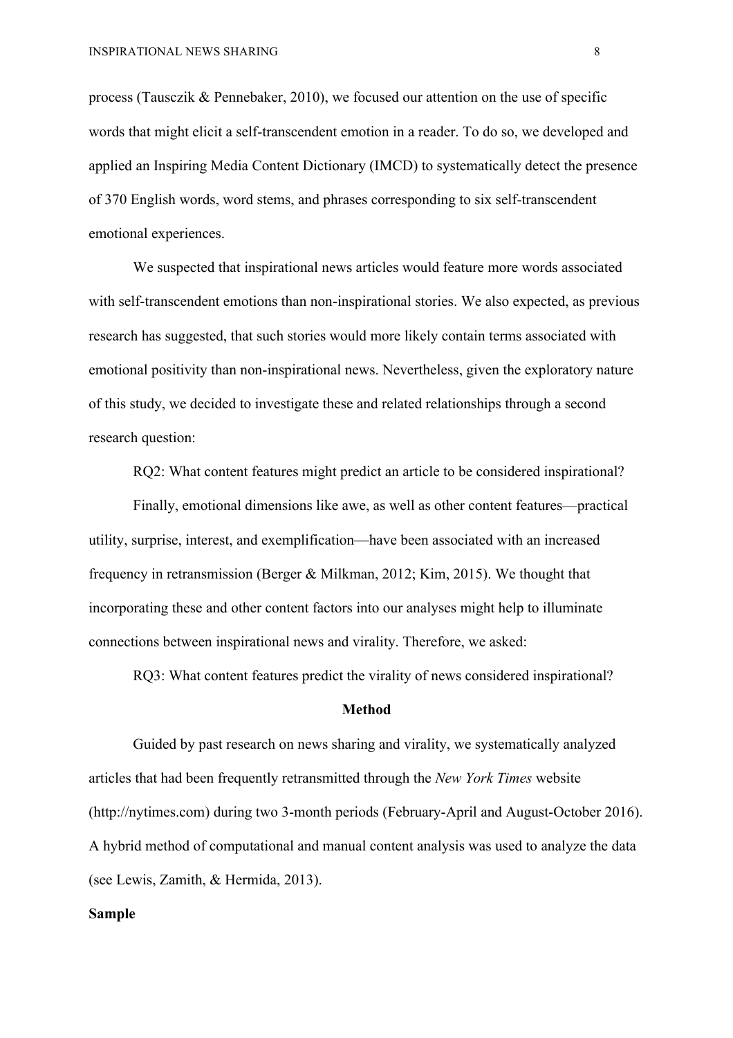process (Tausczik & Pennebaker, 2010), we focused our attention on the use of specific words that might elicit a self-transcendent emotion in a reader. To do so, we developed and applied an Inspiring Media Content Dictionary (IMCD) to systematically detect the presence of 370 English words, word stems, and phrases corresponding to six self-transcendent emotional experiences.

We suspected that inspirational news articles would feature more words associated with self-transcendent emotions than non-inspirational stories. We also expected, as previous research has suggested, that such stories would more likely contain terms associated with emotional positivity than non-inspirational news. Nevertheless, given the exploratory nature of this study, we decided to investigate these and related relationships through a second research question:

RQ2: What content features might predict an article to be considered inspirational?

Finally, emotional dimensions like awe, as well as other content features—practical utility, surprise, interest, and exemplification—have been associated with an increased frequency in retransmission (Berger & Milkman, 2012; Kim, 2015). We thought that incorporating these and other content factors into our analyses might help to illuminate connections between inspirational news and virality. Therefore, we asked:

RQ3: What content features predict the virality of news considered inspirational?

## Method

Guided by past research on news sharing and virality, we systematically analyzed articles that had been frequently retransmitted through the *New York Times* website (http://nytimes.com) during two 3-month periods (February-April and August-October 2016). A hybrid method of computational and manual content analysis was used to analyze the data (see Lewis, Zamith, & Hermida, 2013).

### Sample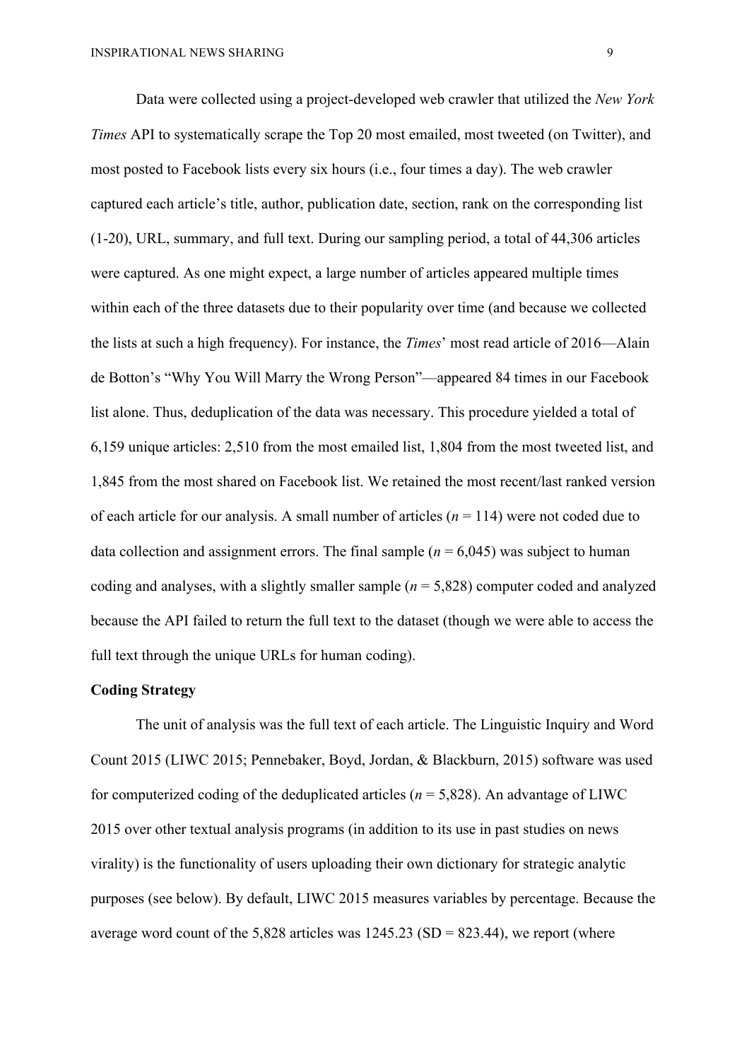Data were collected using a project-developed web crawler that utilized the *New York Times* API to systematically scrape the Top 20 most emailed, most tweeted (on Twitter), and most posted to Facebook lists every six hours (i.e., four times a day). The web crawler captured each article's title, author, publication date, section, rank on the corresponding list (1-20), URL, summary, and full text. During our sampling period, a total of 44,306 articles were captured. As one might expect, a large number of articles appeared multiple times within each of the three datasets due to their popularity over time (and because we collected the lists at such a high frequency). For instance, the *Times*' most read article of 2016—Alain de Botton's "Why You Will Marry the Wrong Person"—appeared 84 times in our Facebook list alone. Thus, deduplication of the data was necessary. This procedure yielded a total of 6,159 unique articles: 2,510 from the most emailed list, 1,804 from the most tweeted list, and 1,845 from the most shared on Facebook list. We retained the most recent/last ranked version of each article for our analysis. A small number of articles ($n$ = 114) were not coded due to data collection and assignment errors. The final sample ($n$ = 6,045) was subject to human coding and analyses, with a slightly smaller sample ($n$ = 5,828) computer coded and analyzed because the API failed to return the full text to the dataset (though we were able to access the full text through the unique URLs for human coding).

**Coding Strategy**

The unit of analysis was the full text of each article. The Linguistic Inquiry and Word Count 2015 (LIWC 2015; Pennebaker, Boyd, Jordan, & Blackburn, 2015) software was used for computerized coding of the deduplicated articles ($n$ = 5,828). An advantage of LIWC 2015 over other textual analysis programs (in addition to its use in past studies on news virality) is the functionality of users uploading their own dictionary for strategic analytic purposes (see below). By default, LIWC 2015 measures variables by percentage. Because the average word count of the 5,828 articles was 1245.23 (SD = 823.44), we report (where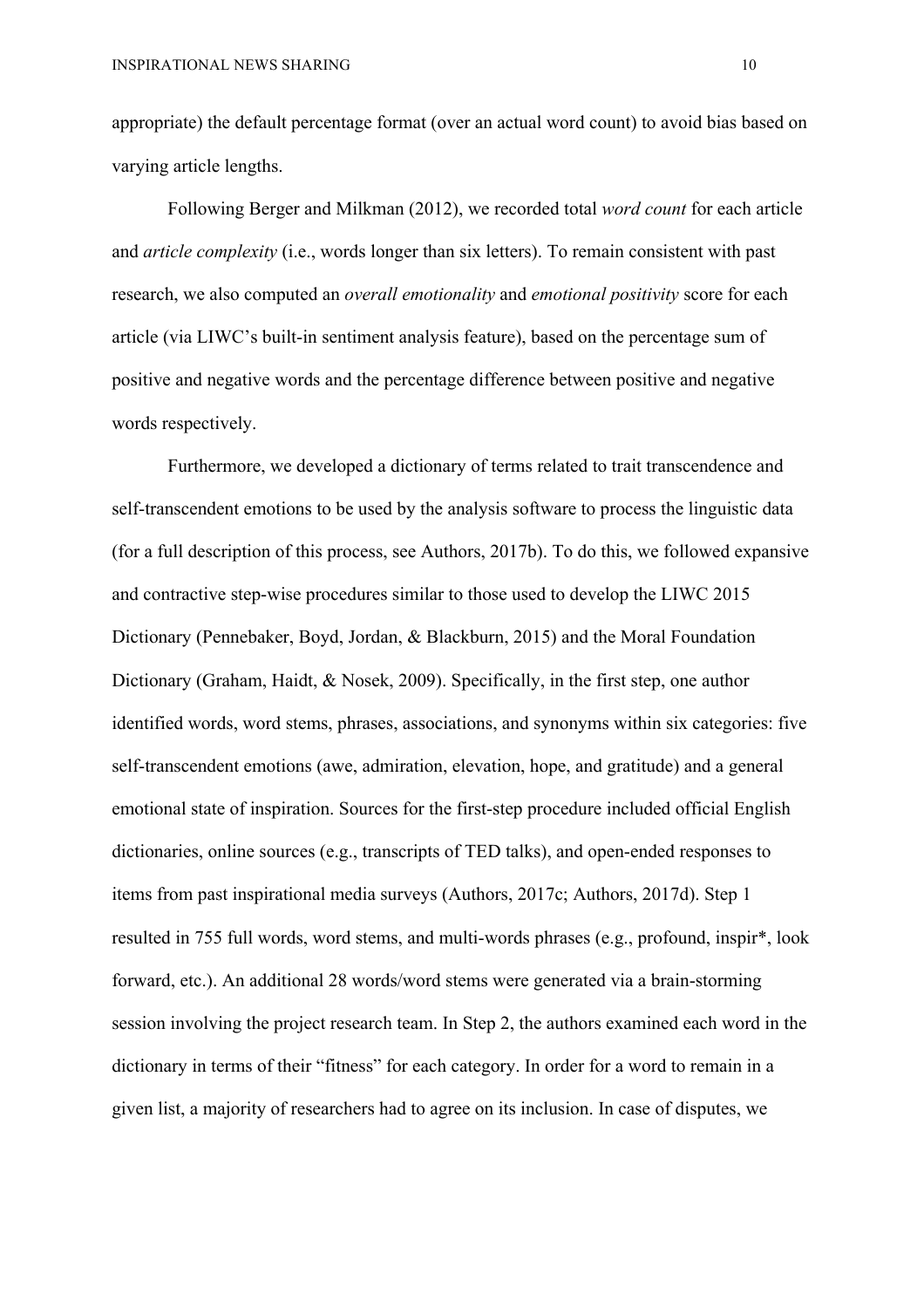appropriate) the default percentage format (over an actual word count) to avoid bias based on varying article lengths.

Following Berger and Milkman (2012), we recorded total *word count* for each article and *article complexity* (i.e., words longer than six letters). To remain consistent with past research, we also computed an *overall emotionality* and *emotional positivity* score for each article (via LIWC's built-in sentiment analysis feature), based on the percentage sum of positive and negative words and the percentage difference between positive and negative words respectively.

Furthermore, we developed a dictionary of terms related to trait transcendence and self-transcendent emotions to be used by the analysis software to process the linguistic data (for a full description of this process, see Authors, 2017b). To do this, we followed expansive and contractive step-wise procedures similar to those used to develop the LIWC 2015 Dictionary (Pennebaker, Boyd, Jordan, & Blackburn, 2015) and the Moral Foundation Dictionary (Graham, Haidt, & Nosek, 2009). Specifically, in the first step, one author identified words, word stems, phrases, associations, and synonyms within six categories: five self-transcendent emotions (awe, admiration, elevation, hope, and gratitude) and a general emotional state of inspiration. Sources for the first-step procedure included official English dictionaries, online sources (e.g., transcripts of TED talks), and open-ended responses to items from past inspirational media surveys (Authors, 2017c; Authors, 2017d). Step 1 resulted in 755 full words, word stems, and multi-words phrases (e.g., profound, inspir*, look forward, etc.). An additional 28 words/word stems were generated via a brain-storming session involving the project research team. In Step 2, the authors examined each word in the dictionary in terms of their "fitness" for each category. In order for a word to remain in a given list, a majority of researchers had to agree on its inclusion. In case of disputes, we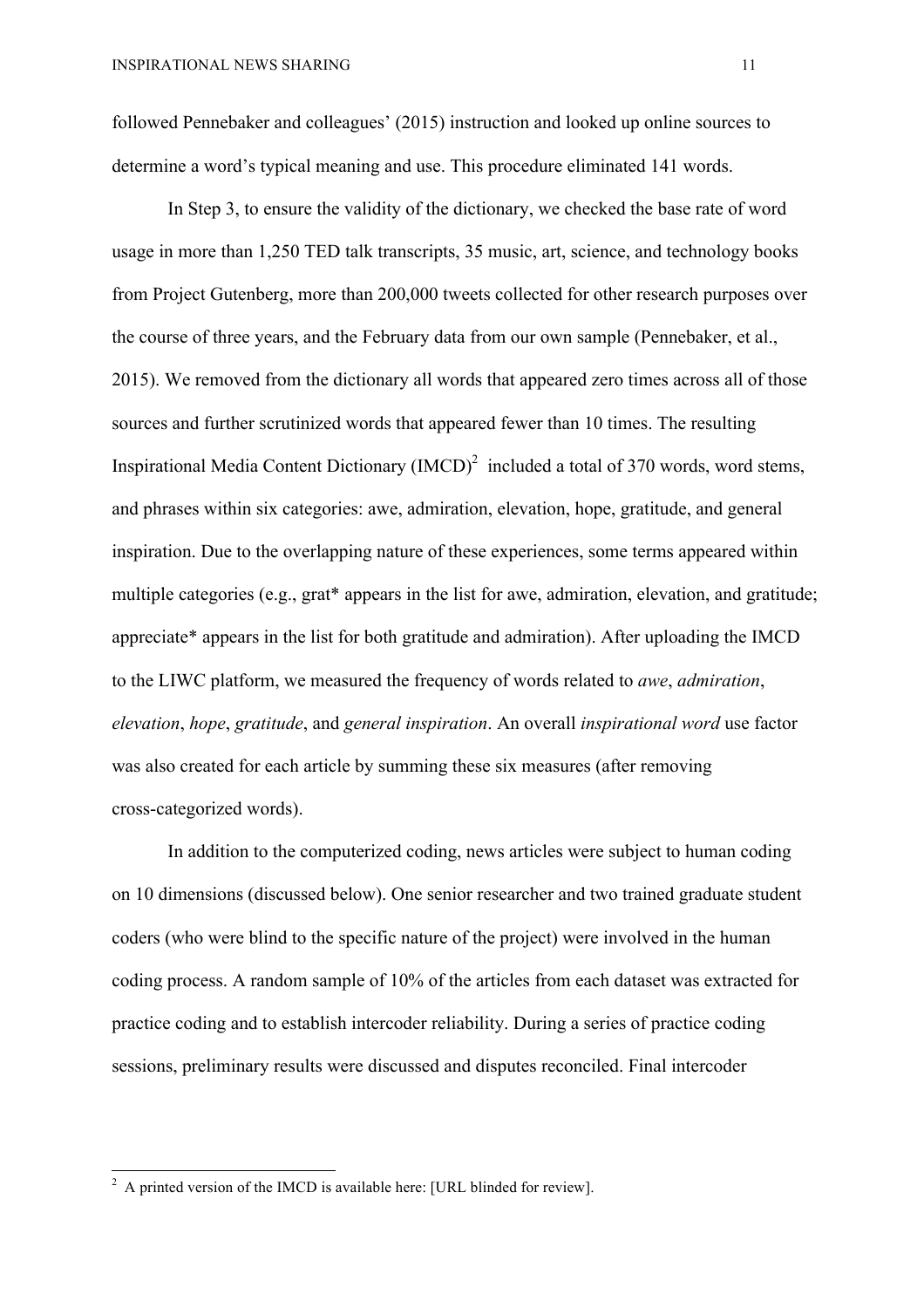followed Pennebaker and colleagues' (2015) instruction and looked up online sources to determine a word's typical meaning and use. This procedure eliminated 141 words.

In Step 3, to ensure the validity of the dictionary, we checked the base rate of word usage in more than 1,250 TED talk transcripts, 35 music, art, science, and technology books from Project Gutenberg, more than 200,000 tweets collected for other research purposes over the course of three years, and the February data from our own sample (Pennebaker, et al., 2015). We removed from the dictionary all words that appeared zero times across all of those sources and further scrutinized words that appeared fewer than 10 times. The resulting Inspirational Media Content Dictionary (IMCD)[2] included a total of 370 words, word stems, and phrases within six categories: awe, admiration, elevation, hope, gratitude, and general inspiration. Due to the overlapping nature of these experiences, some terms appeared within multiple categories (e.g., grat* appears in the list for awe, admiration, elevation, and gratitude; appreciate* appears in the list for both gratitude and admiration). After uploading the IMCD to the LIWC platform, we measured the frequency of words related to *awe*, *admiration*, *elevation*, *hope*, *gratitude*, and *general inspiration*. An overall *inspirational word* use factor was also created for each article by summing these six measures (after removing cross-categorized words).

In addition to the computerized coding, news articles were subject to human coding on 10 dimensions (discussed below). One senior researcher and two trained graduate student coders (who were blind to the specific nature of the project) were involved in the human coding process. A random sample of 10% of the articles from each dataset was extracted for practice coding and to establish intercoder reliability. During a series of practice coding sessions, preliminary results were discussed and disputes reconciled. Final intercoder

[2] A printed version of the IMCD is available here: [URL blinded for review].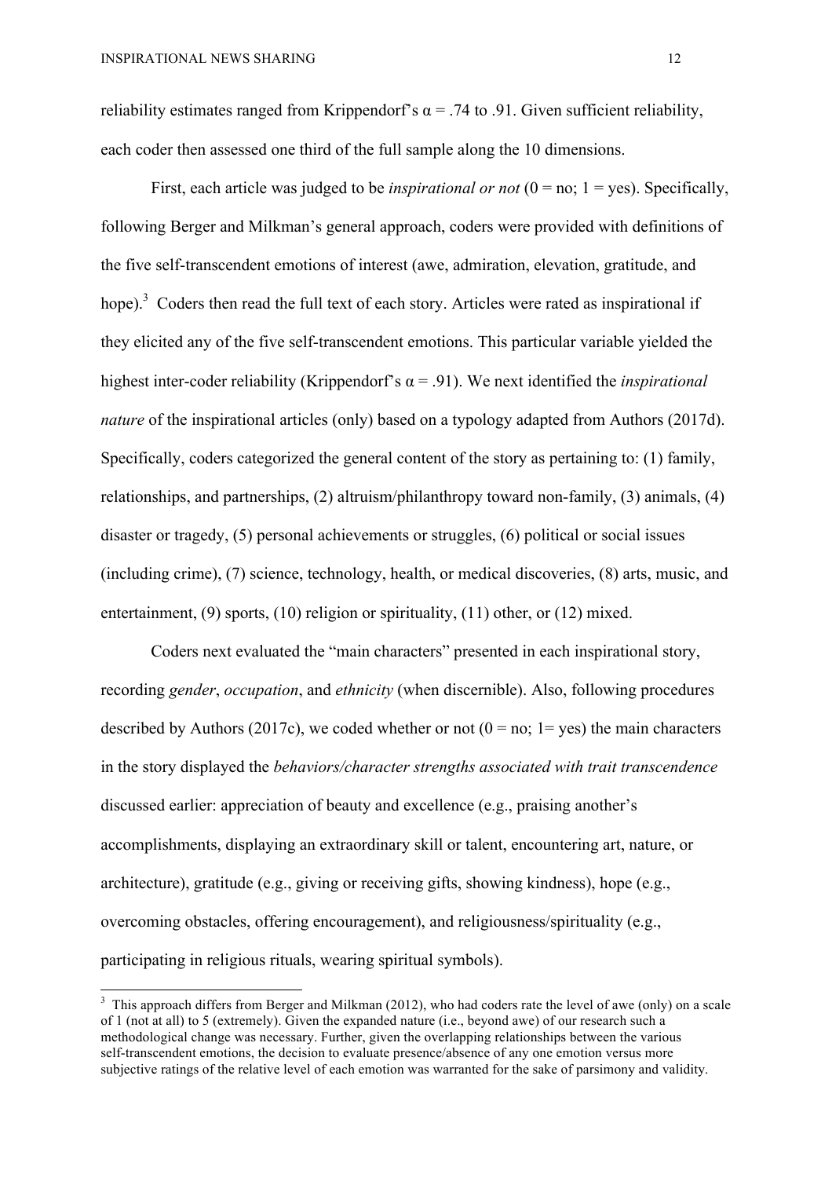reliability estimates ranged from Krippendorf's $\alpha = .74$ to .91. Given sufficient reliability, each coder then assessed one third of the full sample along the 10 dimensions.

First, each article was judged to be *inspirational or not* (0 = no; 1 = yes). Specifically, following Berger and Milkman's general approach, coders were provided with definitions of the five self-transcendent emotions of interest (awe, admiration, elevation, gratitude, and hope).[3] Coders then read the full text of each story. Articles were rated as inspirational if they elicited any of the five self-transcendent emotions. This particular variable yielded the highest inter-coder reliability (Krippendorf's $\alpha = .91$). We next identified the *inspirational nature* of the inspirational articles (only) based on a typology adapted from Authors (2017d). Specifically, coders categorized the general content of the story as pertaining to: (1) family, relationships, and partnerships, (2) altruism/philanthropy toward non-family, (3) animals, (4) disaster or tragedy, (5) personal achievements or struggles, (6) political or social issues (including crime), (7) science, technology, health, or medical discoveries, (8) arts, music, and entertainment, (9) sports, (10) religion or spirituality, (11) other, or (12) mixed.

Coders next evaluated the "main characters" presented in each inspirational story, recording *gender*, *occupation*, and *ethnicity* (when discernible). Also, following procedures described by Authors (2017c), we coded whether or not (0 = no; 1= yes) the main characters in the story displayed the *behaviors/character strengths associated with trait transcendence* discussed earlier: appreciation of beauty and excellence (e.g., praising another's accomplishments, displaying an extraordinary skill or talent, encountering art, nature, or architecture), gratitude (e.g., giving or receiving gifts, showing kindness), hope (e.g., overcoming obstacles, offering encouragement), and religiousness/spirituality (e.g., participating in religious rituals, wearing spiritual symbols).

---

[3] This approach differs from Berger and Milkman (2012), who had coders rate the level of awe (only) on a scale of 1 (not at all) to 5 (extremely). Given the expanded nature (i.e., beyond awe) of our research such a methodological change was necessary. Further, given the overlapping relationships between the various self-transcendent emotions, the decision to evaluate presence/absence of any one emotion versus more subjective ratings of the relative level of each emotion was warranted for the sake of parsimony and validity.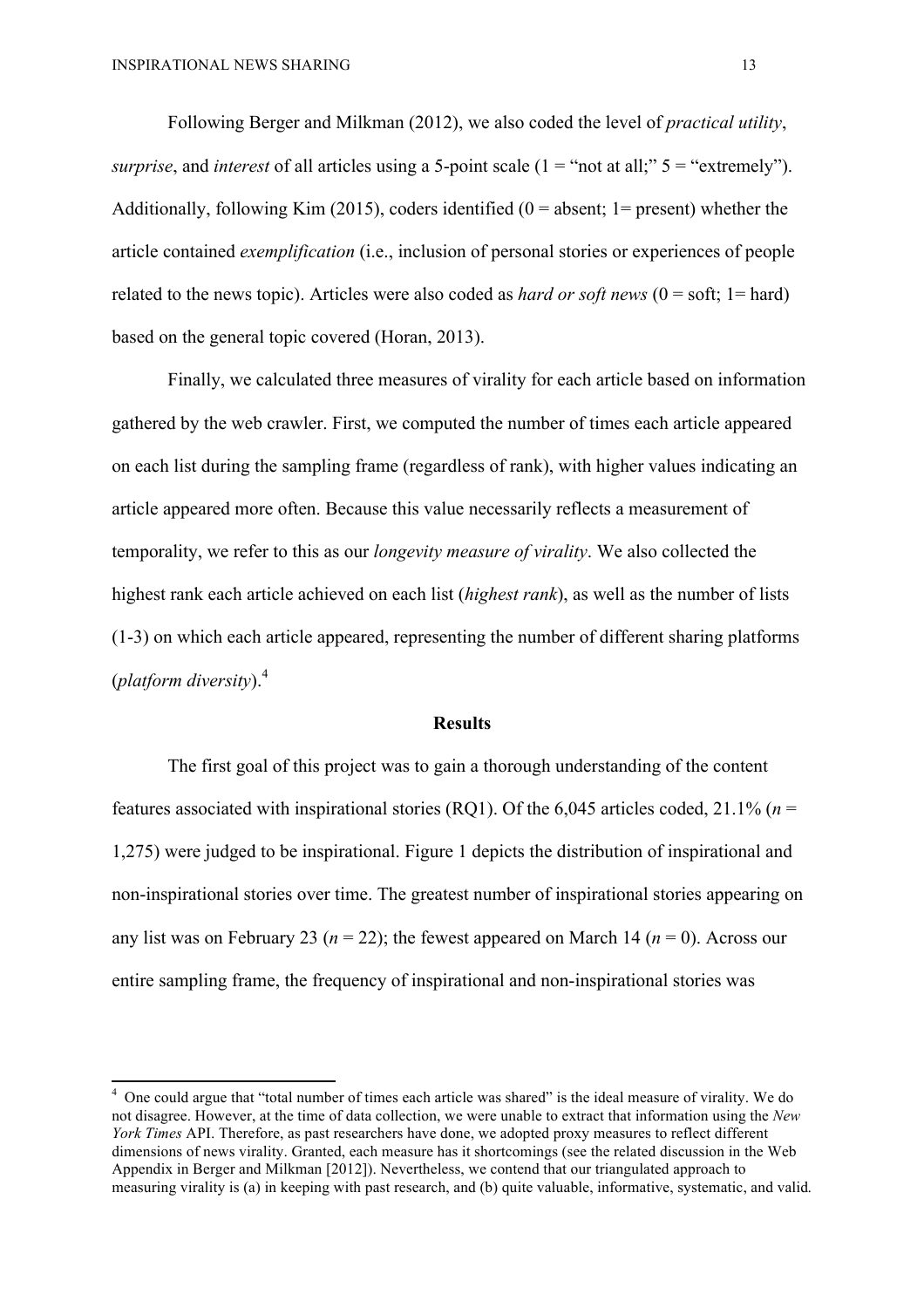Following Berger and Milkman (2012), we also coded the level of *practical utility*, *surprise*, and *interest* of all articles using a 5-point scale (1 = "not at all;" 5 = "extremely"). Additionally, following Kim (2015), coders identified (0 = absent; 1= present) whether the article contained *exemplification* (i.e., inclusion of personal stories or experiences of people related to the news topic). Articles were also coded as *hard or soft news* (0 = soft; 1= hard) based on the general topic covered (Horan, 2013).

Finally, we calculated three measures of virality for each article based on information gathered by the web crawler. First, we computed the number of times each article appeared on each list during the sampling frame (regardless of rank), with higher values indicating an article appeared more often. Because this value necessarily reflects a measurement of temporality, we refer to this as our *longevity measure of virality*. We also collected the highest rank each article achieved on each list (*highest rank*), as well as the number of lists (1-3) on which each article appeared, representing the number of different sharing platforms (*platform diversity*).[4]

## Results

The first goal of this project was to gain a thorough understanding of the content features associated with inspirational stories (RQ1). Of the 6,045 articles coded, 21.1% ($n$ = 1,275) were judged to be inspirational. Figure 1 depicts the distribution of inspirational and non-inspirational stories over time. The greatest number of inspirational stories appearing on any list was on February 23 ($n$ = 22); the fewest appeared on March 14 ($n$ = 0). Across our entire sampling frame, the frequency of inspirational and non-inspirational stories was

[4] One could argue that "total number of times each article was shared" is the ideal measure of virality. We do not disagree. However, at the time of data collection, we were unable to extract that information using the *New York Times* API. Therefore, as past researchers have done, we adopted proxy measures to reflect different dimensions of news virality. Granted, each measure has it shortcomings (see the related discussion in the Web Appendix in Berger and Milkman [2012]). Nevertheless, we contend that our triangulated approach to measuring virality is (a) in keeping with past research, and (b) quite valuable, informative, systematic, and valid.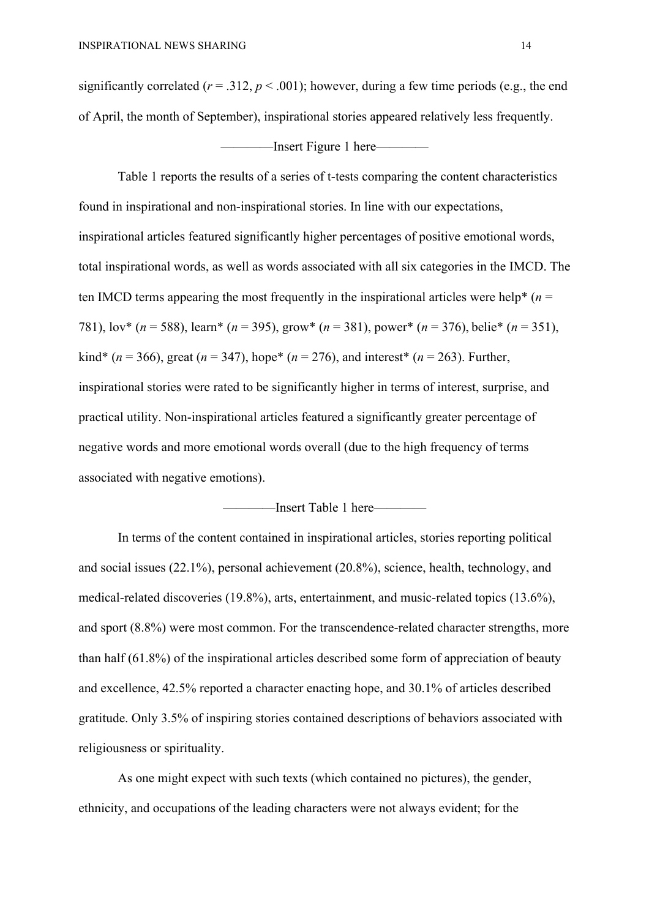significantly correlated ($r = .312$, $p < .001$); however, during a few time periods (e.g., the end of April, the month of September), inspirational stories appeared relatively less frequently.

————Insert Figure 1 here————

Table 1 reports the results of a series of t-tests comparing the content characteristics found in inspirational and non-inspirational stories. In line with our expectations, inspirational articles featured significantly higher percentages of positive emotional words, total inspirational words, as well as words associated with all six categories in the IMCD. The ten IMCD terms appearing the most frequently in the inspirational articles were help* (*n* = 781), lov* (*n* = 588), learn* (*n* = 395), grow* (*n* = 381), power* (*n* = 376), belie* (*n* = 351), kind* (*n* = 366), great (*n* = 347), hope* (*n* = 276), and interest* (*n* = 263). Further, inspirational stories were rated to be significantly higher in terms of interest, surprise, and practical utility. Non-inspirational articles featured a significantly greater percentage of negative words and more emotional words overall (due to the high frequency of terms associated with negative emotions).

————Insert Table 1 here————

In terms of the content contained in inspirational articles, stories reporting political and social issues (22.1%), personal achievement (20.8%), science, health, technology, and medical-related discoveries (19.8%), arts, entertainment, and music-related topics (13.6%), and sport (8.8%) were most common. For the transcendence-related character strengths, more than half (61.8%) of the inspirational articles described some form of appreciation of beauty and excellence, 42.5% reported a character enacting hope, and 30.1% of articles described gratitude. Only 3.5% of inspiring stories contained descriptions of behaviors associated with religiousness or spirituality.

As one might expect with such texts (which contained no pictures), the gender, ethnicity, and occupations of the leading characters were not always evident; for the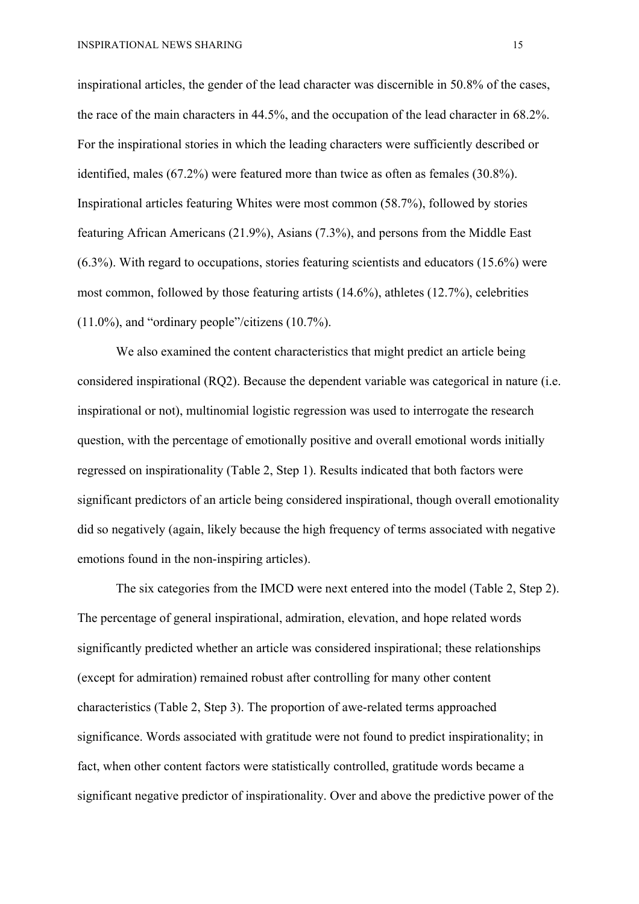inspirational articles, the gender of the lead character was discernible in 50.8% of the cases, the race of the main characters in 44.5%, and the occupation of the lead character in 68.2%. For the inspirational stories in which the leading characters were sufficiently described or identified, males (67.2%) were featured more than twice as often as females (30.8%). Inspirational articles featuring Whites were most common (58.7%), followed by stories featuring African Americans (21.9%), Asians (7.3%), and persons from the Middle East (6.3%). With regard to occupations, stories featuring scientists and educators (15.6%) were most common, followed by those featuring artists (14.6%), athletes (12.7%), celebrities (11.0%), and "ordinary people"/citizens (10.7%).

We also examined the content characteristics that might predict an article being considered inspirational (RQ2). Because the dependent variable was categorical in nature (i.e. inspirational or not), multinomial logistic regression was used to interrogate the research question, with the percentage of emotionally positive and overall emotional words initially regressed on inspirationality (Table 2, Step 1). Results indicated that both factors were significant predictors of an article being considered inspirational, though overall emotionality did so negatively (again, likely because the high frequency of terms associated with negative emotions found in the non-inspiring articles).

The six categories from the IMCD were next entered into the model (Table 2, Step 2). The percentage of general inspirational, admiration, elevation, and hope related words significantly predicted whether an article was considered inspirational; these relationships (except for admiration) remained robust after controlling for many other content characteristics (Table 2, Step 3). The proportion of awe-related terms approached significance. Words associated with gratitude were not found to predict inspirationality; in fact, when other content factors were statistically controlled, gratitude words became a significant negative predictor of inspirationality. Over and above the predictive power of the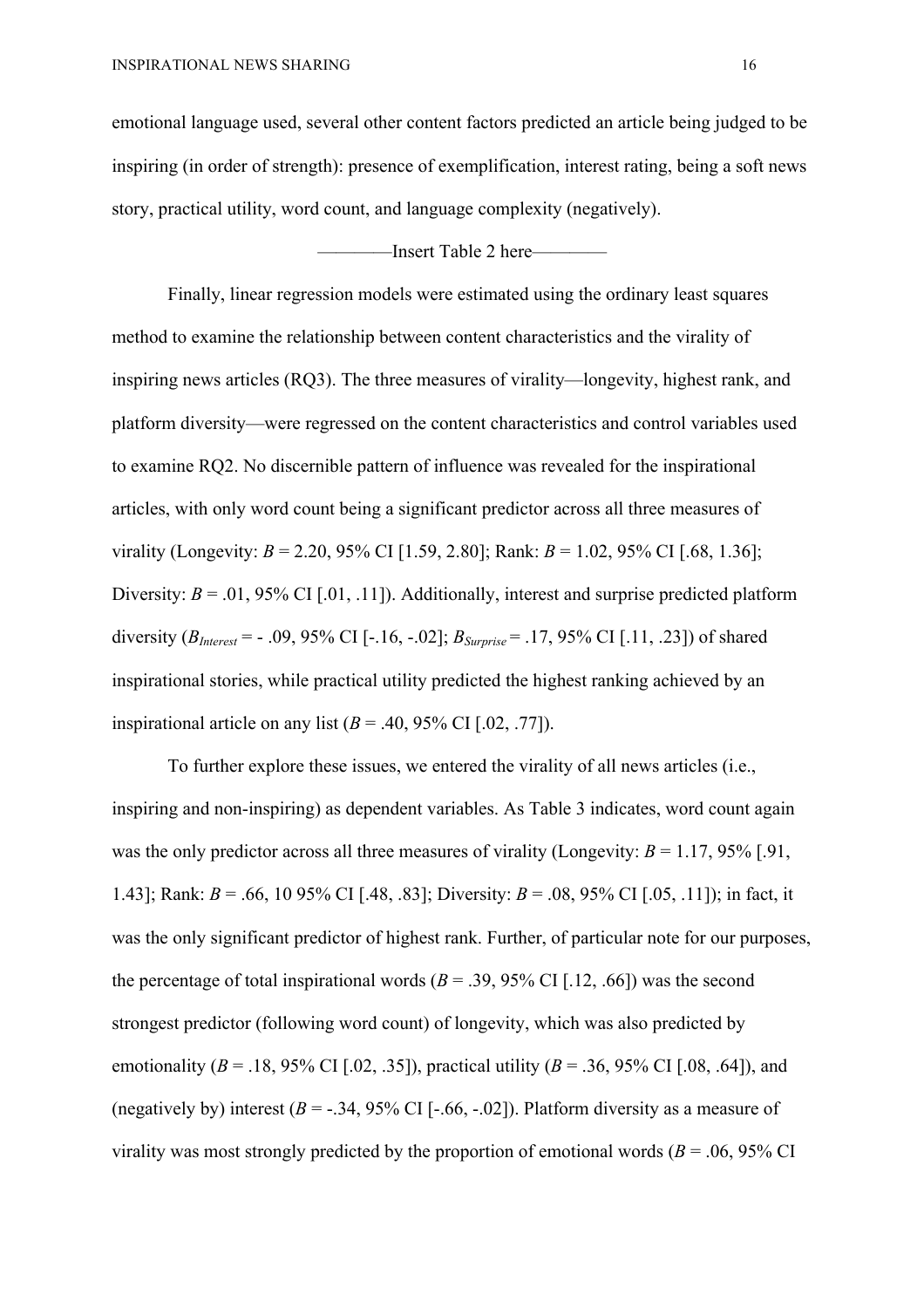emotional language used, several other content factors predicted an article being judged to be inspiring (in order of strength): presence of exemplification, interest rating, being a soft news story, practical utility, word count, and language complexity (negatively).

————Insert Table 2 here————

Finally, linear regression models were estimated using the ordinary least squares method to examine the relationship between content characteristics and the virality of inspiring news articles (RQ3). The three measures of virality—longevity, highest rank, and platform diversity—were regressed on the content characteristics and control variables used to examine RQ2. No discernible pattern of influence was revealed for the inspirational articles, with only word count being a significant predictor across all three measures of virality (Longevity: $B$ = 2.20, 95% CI [1.59, 2.80]; Rank: $B$ = 1.02, 95% CI [.68, 1.36]; Diversity: $B$ = .01, 95% CI [.01, .11]). Additionally, interest and surprise predicted platform diversity ($B_{Interest}$ = - .09, 95% CI [-.16, -.02]; $B_{Surprise}$ = .17, 95% CI [.11, .23]) of shared inspirational stories, while practical utility predicted the highest ranking achieved by an inspirational article on any list ($B$ = .40, 95% CI [.02, .77]).

To further explore these issues, we entered the virality of all news articles (i.e., inspiring and non-inspiring) as dependent variables. As Table 3 indicates, word count again was the only predictor across all three measures of virality (Longevity: $B$ = 1.17, 95% [.91, 1.43]; Rank: $B$ = .66, 10 95% CI [.48, .83]; Diversity: $B$ = .08, 95% CI [.05, .11]); in fact, it was the only significant predictor of highest rank. Further, of particular note for our purposes, the percentage of total inspirational words ($B$ = .39, 95% CI [.12, .66]) was the second strongest predictor (following word count) of longevity, which was also predicted by emotionality ($B$ = .18, 95% CI [.02, .35]), practical utility ($B$ = .36, 95% CI [.08, .64]), and (negatively by) interest ($B$ = -.34, 95% CI [-.66, -.02]). Platform diversity as a measure of virality was most strongly predicted by the proportion of emotional words ($B$ = .06, 95% CI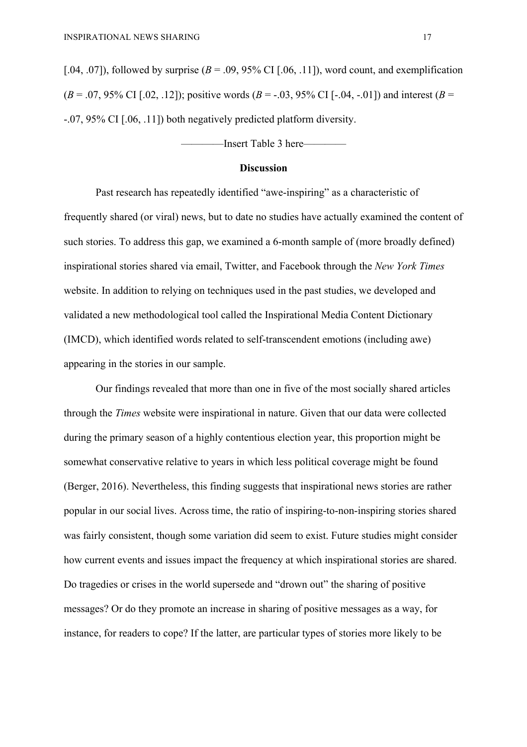[.04, .07]), followed by surprise (*B* = .09, 95% CI [.06, .11]), word count, and exemplification (*B* = .07, 95% CI [.02, .12]); positive words (*B* = -.03, 95% CI [-.04, -.01]) and interest (*B* = -.07, 95% CI [.06, .11]) both negatively predicted platform diversity.

————Insert Table 3 here————

## Discussion

Past research has repeatedly identified "awe-inspiring" as a characteristic of frequently shared (or viral) news, but to date no studies have actually examined the content of such stories. To address this gap, we examined a 6-month sample of (more broadly defined) inspirational stories shared via email, Twitter, and Facebook through the *New York Times* website. In addition to relying on techniques used in the past studies, we developed and validated a new methodological tool called the Inspirational Media Content Dictionary (IMCD), which identified words related to self-transcendent emotions (including awe) appearing in the stories in our sample.

Our findings revealed that more than one in five of the most socially shared articles through the *Times* website were inspirational in nature. Given that our data were collected during the primary season of a highly contentious election year, this proportion might be somewhat conservative relative to years in which less political coverage might be found (Berger, 2016). Nevertheless, this finding suggests that inspirational news stories are rather popular in our social lives. Across time, the ratio of inspiring-to-non-inspiring stories shared was fairly consistent, though some variation did seem to exist. Future studies might consider how current events and issues impact the frequency at which inspirational stories are shared. Do tragedies or crises in the world supersede and "drown out" the sharing of positive messages? Or do they promote an increase in sharing of positive messages as a way, for instance, for readers to cope? If the latter, are particular types of stories more likely to be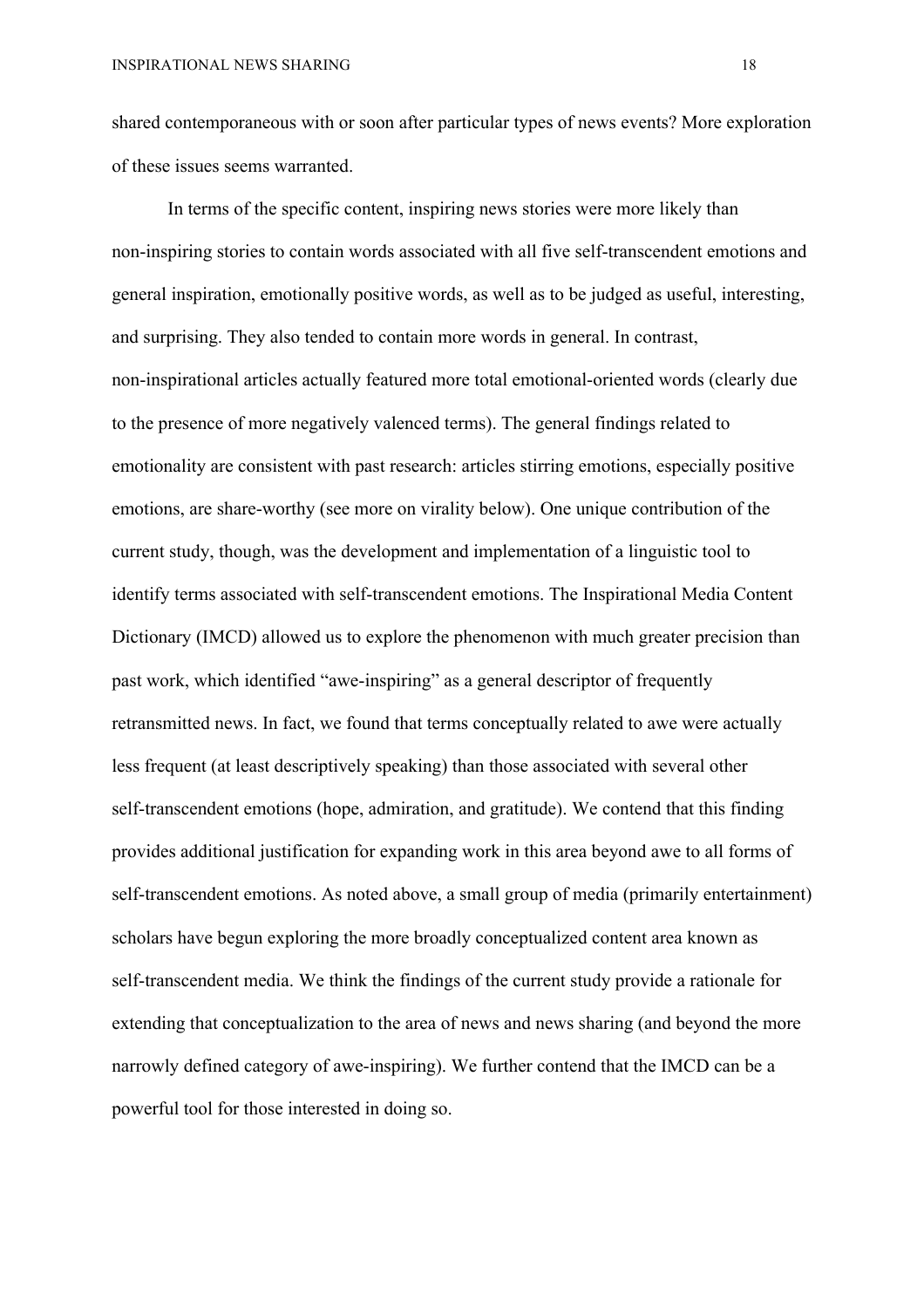shared contemporaneous with or soon after particular types of news events? More exploration of these issues seems warranted.

In terms of the specific content, inspiring news stories were more likely than non-inspiring stories to contain words associated with all five self-transcendent emotions and general inspiration, emotionally positive words, as well as to be judged as useful, interesting, and surprising. They also tended to contain more words in general. In contrast, non-inspirational articles actually featured more total emotional-oriented words (clearly due to the presence of more negatively valenced terms). The general findings related to emotionality are consistent with past research: articles stirring emotions, especially positive emotions, are share-worthy (see more on virality below). One unique contribution of the current study, though, was the development and implementation of a linguistic tool to identify terms associated with self-transcendent emotions. The Inspirational Media Content Dictionary (IMCD) allowed us to explore the phenomenon with much greater precision than past work, which identified "awe-inspiring" as a general descriptor of frequently retransmitted news. In fact, we found that terms conceptually related to awe were actually less frequent (at least descriptively speaking) than those associated with several other self-transcendent emotions (hope, admiration, and gratitude). We contend that this finding provides additional justification for expanding work in this area beyond awe to all forms of self-transcendent emotions. As noted above, a small group of media (primarily entertainment) scholars have begun exploring the more broadly conceptualized content area known as self-transcendent media. We think the findings of the current study provide a rationale for extending that conceptualization to the area of news and news sharing (and beyond the more narrowly defined category of awe-inspiring). We further contend that the IMCD can be a powerful tool for those interested in doing so.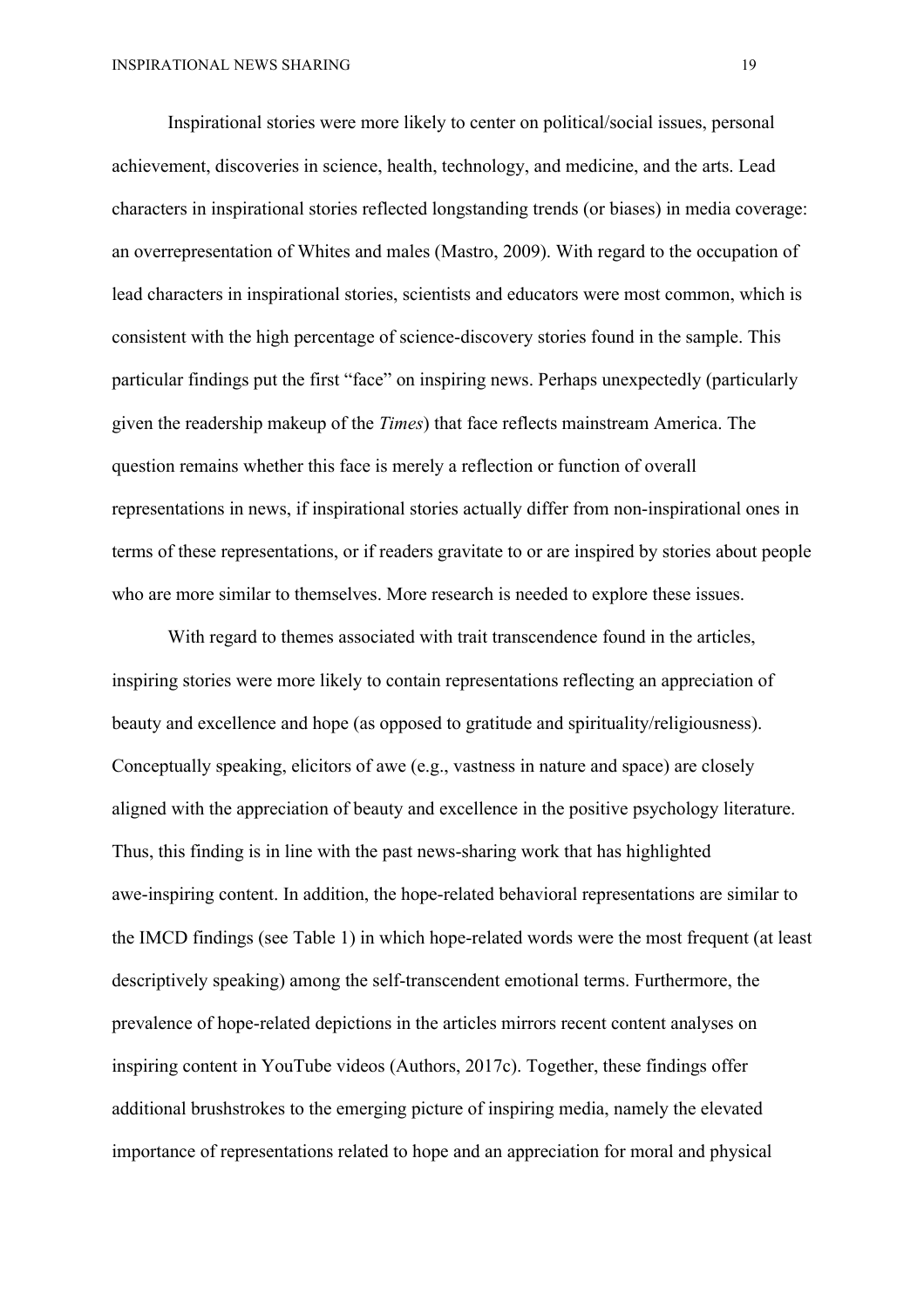Inspirational stories were more likely to center on political/social issues, personal achievement, discoveries in science, health, technology, and medicine, and the arts. Lead characters in inspirational stories reflected longstanding trends (or biases) in media coverage: an overrepresentation of Whites and males (Mastro, 2009). With regard to the occupation of lead characters in inspirational stories, scientists and educators were most common, which is consistent with the high percentage of science-discovery stories found in the sample. This particular findings put the first "face" on inspiring news. Perhaps unexpectedly (particularly given the readership makeup of the *Times*) that face reflects mainstream America. The question remains whether this face is merely a reflection or function of overall representations in news, if inspirational stories actually differ from non-inspirational ones in terms of these representations, or if readers gravitate to or are inspired by stories about people who are more similar to themselves. More research is needed to explore these issues.

With regard to themes associated with trait transcendence found in the articles, inspiring stories were more likely to contain representations reflecting an appreciation of beauty and excellence and hope (as opposed to gratitude and spirituality/religiousness). Conceptually speaking, elicitors of awe (e.g., vastness in nature and space) are closely aligned with the appreciation of beauty and excellence in the positive psychology literature. Thus, this finding is in line with the past news-sharing work that has highlighted awe-inspiring content. In addition, the hope-related behavioral representations are similar to the IMCD findings (see Table 1) in which hope-related words were the most frequent (at least descriptively speaking) among the self-transcendent emotional terms. Furthermore, the prevalence of hope-related depictions in the articles mirrors recent content analyses on inspiring content in YouTube videos (Authors, 2017c). Together, these findings offer additional brushstrokes to the emerging picture of inspiring media, namely the elevated importance of representations related to hope and an appreciation for moral and physical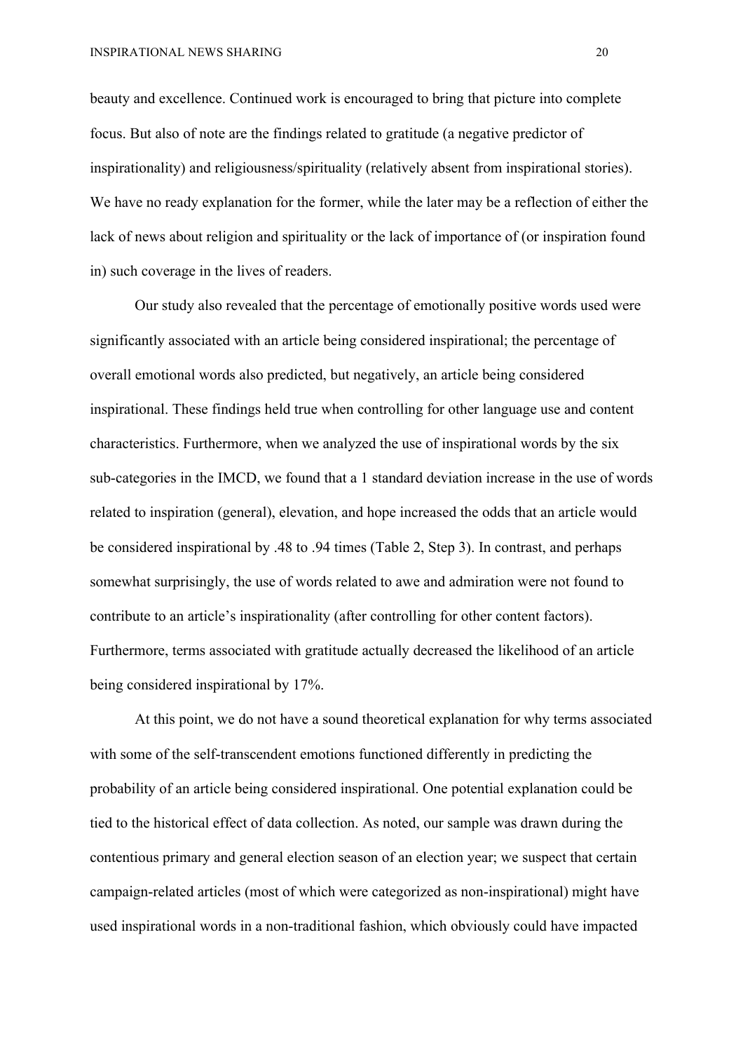beauty and excellence. Continued work is encouraged to bring that picture into complete focus. But also of note are the findings related to gratitude (a negative predictor of inspirationality) and religiousness/spirituality (relatively absent from inspirational stories). We have no ready explanation for the former, while the later may be a reflection of either the lack of news about religion and spirituality or the lack of importance of (or inspiration found in) such coverage in the lives of readers.

Our study also revealed that the percentage of emotionally positive words used were significantly associated with an article being considered inspirational; the percentage of overall emotional words also predicted, but negatively, an article being considered inspirational. These findings held true when controlling for other language use and content characteristics. Furthermore, when we analyzed the use of inspirational words by the six sub-categories in the IMCD, we found that a 1 standard deviation increase in the use of words related to inspiration (general), elevation, and hope increased the odds that an article would be considered inspirational by .48 to .94 times (Table 2, Step 3). In contrast, and perhaps somewhat surprisingly, the use of words related to awe and admiration were not found to contribute to an article's inspirationality (after controlling for other content factors). Furthermore, terms associated with gratitude actually decreased the likelihood of an article being considered inspirational by 17%.

At this point, we do not have a sound theoretical explanation for why terms associated with some of the self-transcendent emotions functioned differently in predicting the probability of an article being considered inspirational. One potential explanation could be tied to the historical effect of data collection. As noted, our sample was drawn during the contentious primary and general election season of an election year; we suspect that certain campaign-related articles (most of which were categorized as non-inspirational) might have used inspirational words in a non-traditional fashion, which obviously could have impacted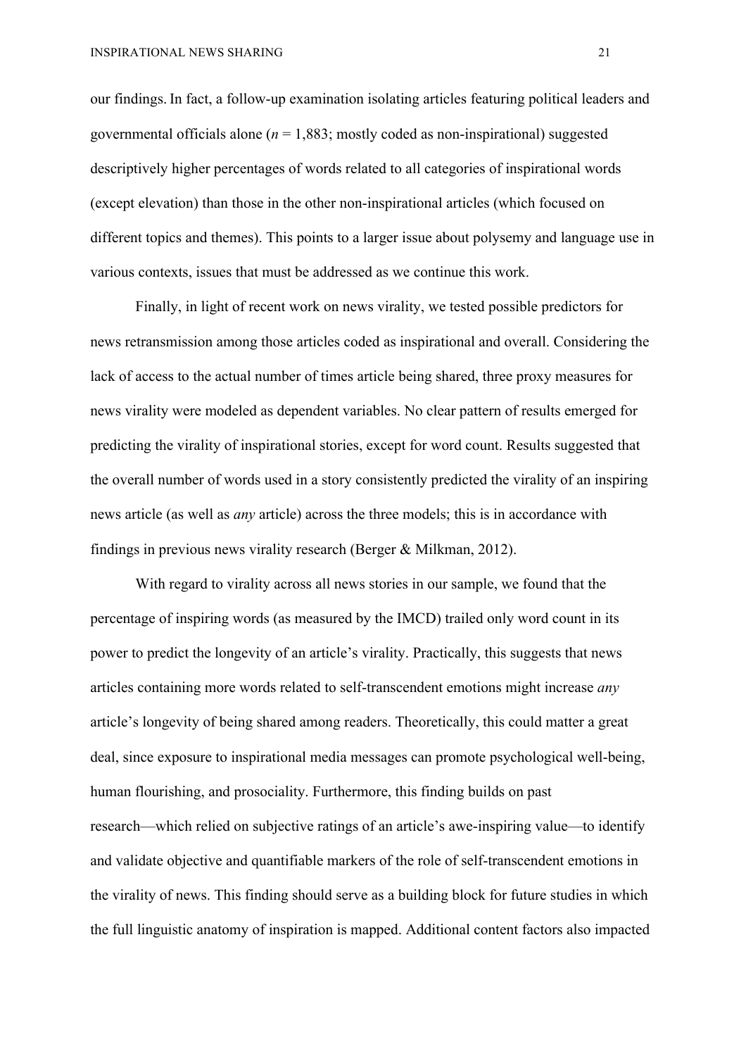our findings. In fact, a follow-up examination isolating articles featuring political leaders and governmental officials alone ($n$ = 1,883; mostly coded as non-inspirational) suggested descriptively higher percentages of words related to all categories of inspirational words (except elevation) than those in the other non-inspirational articles (which focused on different topics and themes). This points to a larger issue about polysemy and language use in various contexts, issues that must be addressed as we continue this work.

Finally, in light of recent work on news virality, we tested possible predictors for news retransmission among those articles coded as inspirational and overall. Considering the lack of access to the actual number of times article being shared, three proxy measures for news virality were modeled as dependent variables. No clear pattern of results emerged for predicting the virality of inspirational stories, except for word count. Results suggested that the overall number of words used in a story consistently predicted the virality of an inspiring news article (as well as *any* article) across the three models; this is in accordance with findings in previous news virality research (Berger & Milkman, 2012).

With regard to virality across all news stories in our sample, we found that the percentage of inspiring words (as measured by the IMCD) trailed only word count in its power to predict the longevity of an article's virality. Practically, this suggests that news articles containing more words related to self-transcendent emotions might increase *any* article's longevity of being shared among readers. Theoretically, this could matter a great deal, since exposure to inspirational media messages can promote psychological well-being, human flourishing, and prosociality. Furthermore, this finding builds on past research—which relied on subjective ratings of an article's awe-inspiring value—to identify and validate objective and quantifiable markers of the role of self-transcendent emotions in the virality of news. This finding should serve as a building block for future studies in which the full linguistic anatomy of inspiration is mapped. Additional content factors also impacted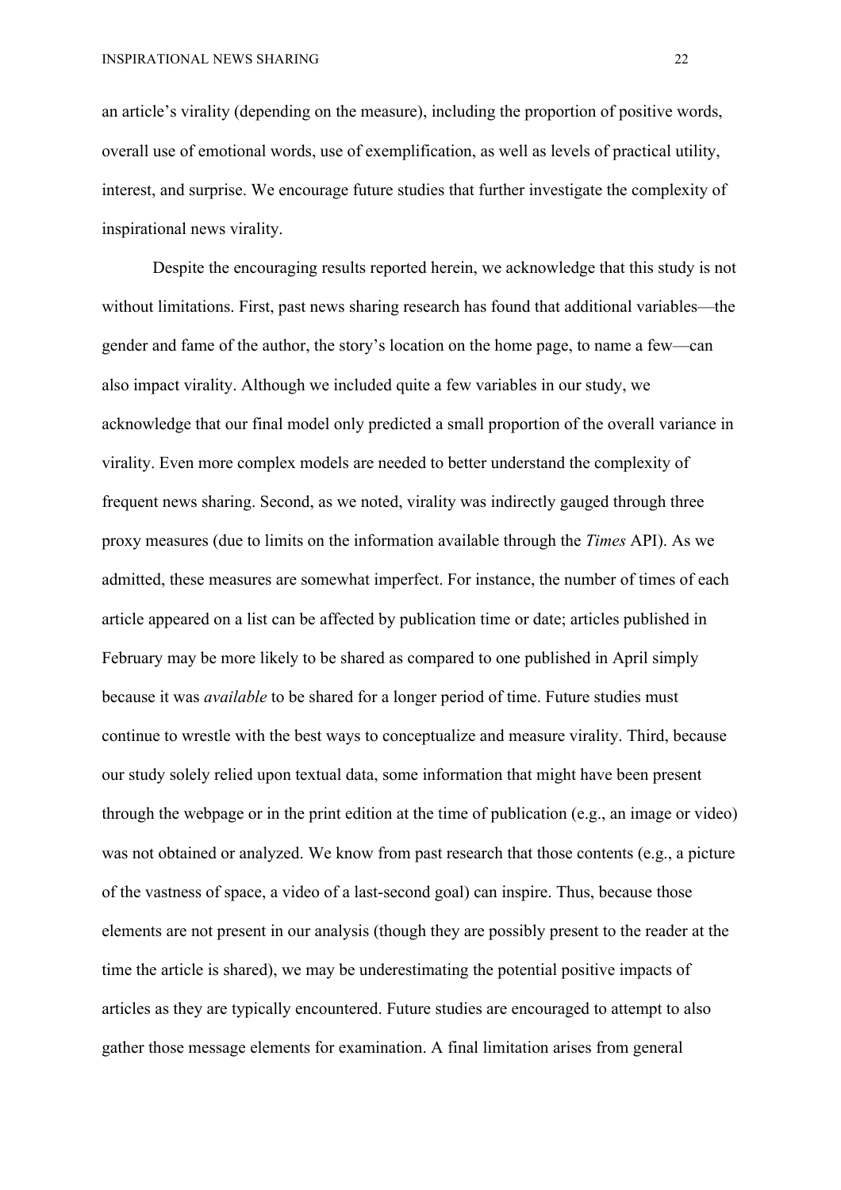an article's virality (depending on the measure), including the proportion of positive words, overall use of emotional words, use of exemplification, as well as levels of practical utility, interest, and surprise. We encourage future studies that further investigate the complexity of inspirational news virality.

Despite the encouraging results reported herein, we acknowledge that this study is not without limitations. First, past news sharing research has found that additional variables—the gender and fame of the author, the story's location on the home page, to name a few—can also impact virality. Although we included quite a few variables in our study, we acknowledge that our final model only predicted a small proportion of the overall variance in virality. Even more complex models are needed to better understand the complexity of frequent news sharing. Second, as we noted, virality was indirectly gauged through three proxy measures (due to limits on the information available through the *Times* API). As we admitted, these measures are somewhat imperfect. For instance, the number of times of each article appeared on a list can be affected by publication time or date; articles published in February may be more likely to be shared as compared to one published in April simply because it was *available* to be shared for a longer period of time. Future studies must continue to wrestle with the best ways to conceptualize and measure virality. Third, because our study solely relied upon textual data, some information that might have been present through the webpage or in the print edition at the time of publication (e.g., an image or video) was not obtained or analyzed. We know from past research that those contents (e.g., a picture of the vastness of space, a video of a last-second goal) can inspire. Thus, because those elements are not present in our analysis (though they are possibly present to the reader at the time the article is shared), we may be underestimating the potential positive impacts of articles as they are typically encountered. Future studies are encouraged to attempt to also gather those message elements for examination. A final limitation arises from general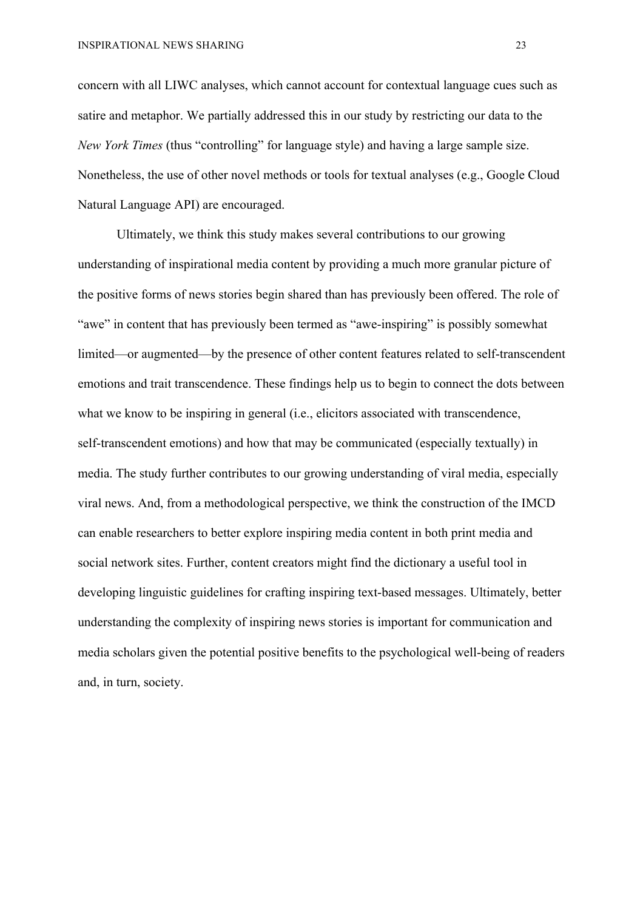concern with all LIWC analyses, which cannot account for contextual language cues such as satire and metaphor. We partially addressed this in our study by restricting our data to the *New York Times* (thus "controlling" for language style) and having a large sample size. Nonetheless, the use of other novel methods or tools for textual analyses (e.g., Google Cloud Natural Language API) are encouraged.

Ultimately, we think this study makes several contributions to our growing understanding of inspirational media content by providing a much more granular picture of the positive forms of news stories begin shared than has previously been offered. The role of "awe" in content that has previously been termed as "awe-inspiring" is possibly somewhat limited—or augmented—by the presence of other content features related to self-transcendent emotions and trait transcendence. These findings help us to begin to connect the dots between what we know to be inspiring in general (i.e., elicitors associated with transcendence, self-transcendent emotions) and how that may be communicated (especially textually) in media. The study further contributes to our growing understanding of viral media, especially viral news. And, from a methodological perspective, we think the construction of the IMCD can enable researchers to better explore inspiring media content in both print media and social network sites. Further, content creators might find the dictionary a useful tool in developing linguistic guidelines for crafting inspiring text-based messages. Ultimately, better understanding the complexity of inspiring news stories is important for communication and media scholars given the potential positive benefits to the psychological well-being of readers and, in turn, society.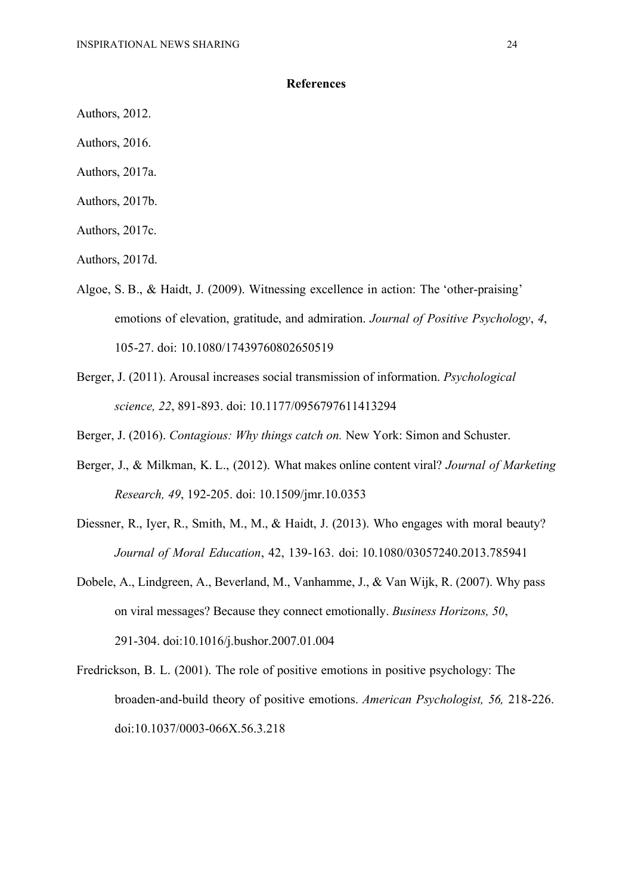## References

Authors, 2012.

Authors, 2016.

Authors, 2017a.

Authors, 2017b.

Authors, 2017c.

Authors, 2017d.

Algoe, S. B., & Haidt, J. (2009). Witnessing excellence in action: The 'other-praising' emotions of elevation, gratitude, and admiration. *Journal of Positive Psychology*, *4*, 105-27. doi: 10.1080/17439760802650519

Berger, J. (2011). Arousal increases social transmission of information. *Psychological science, 22*, 891-893. doi: 10.1177/0956797611413294

Berger, J. (2016). *Contagious: Why things catch on.* New York: Simon and Schuster.

Berger, J., & Milkman, K. L., (2012). What makes online content viral? *Journal of Marketing Research, 49*, 192-205. doi: 10.1509/jmr.10.0353

Diessner, R., Iyer, R., Smith, M., M., & Haidt, J. (2013). Who engages with moral beauty? *Journal of Moral Education*, 42, 139-163. doi: 10.1080/03057240.2013.785941

Dobele, A., Lindgreen, A., Beverland, M., Vanhamme, J., & Van Wijk, R. (2007). Why pass on viral messages? Because they connect emotionally. *Business Horizons, 50*, 291-304. doi:10.1016/j.bushor.2007.01.004

Fredrickson, B. L. (2001). The role of positive emotions in positive psychology: The broaden-and-build theory of positive emotions. *American Psychologist, 56,* 218-226. doi:10.1037/0003-066X.56.3.218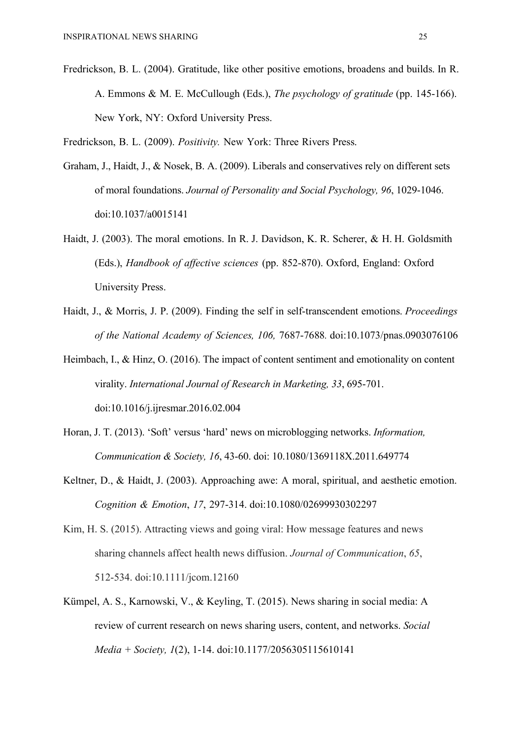Fredrickson, B. L. (2004). Gratitude, like other positive emotions, broadens and builds. In R. A. Emmons & M. E. McCullough (Eds.), *The psychology of gratitude* (pp. 145-166). New York, NY: Oxford University Press.

Fredrickson, B. L. (2009). *Positivity.* New York: Three Rivers Press.

Graham, J., Haidt, J., & Nosek, B. A. (2009). Liberals and conservatives rely on different sets of moral foundations. *Journal of Personality and Social Psychology, 96*, 1029-1046. doi:10.1037/a0015141

Haidt, J. (2003). The moral emotions. In R. J. Davidson, K. R. Scherer, & H. H. Goldsmith (Eds.), *Handbook of affective sciences* (pp. 852-870). Oxford, England: Oxford University Press.

Haidt, J., & Morris, J. P. (2009). Finding the self in self-transcendent emotions. *Proceedings of the National Academy of Sciences, 106,* 7687-7688. doi:10.1073/pnas.0903076106

Heimbach, I., & Hinz, O. (2016). The impact of content sentiment and emotionality on content virality. *International Journal of Research in Marketing, 33*, 695-701. doi:10.1016/j.ijresmar.2016.02.004

Horan, J. T. (2013). 'Soft' versus 'hard' news on microblogging networks. *Information, Communication & Society, 16*, 43-60. doi: 10.1080/1369118X.2011.649774

Keltner, D., & Haidt, J. (2003). Approaching awe: A moral, spiritual, and aesthetic emotion. *Cognition & Emotion*, *17*, 297-314. doi:10.1080/02699930302297

Kim, H. S. (2015). Attracting views and going viral: How message features and news sharing channels affect health news diffusion. *Journal of Communication*, *65*, 512-534. doi:10.1111/jcom.12160

Kümpel, A. S., Karnowski, V., & Keyling, T. (2015). News sharing in social media: A review of current research on news sharing users, content, and networks. *Social Media + Society, 1*(2), 1-14. doi:10.1177/2056305115610141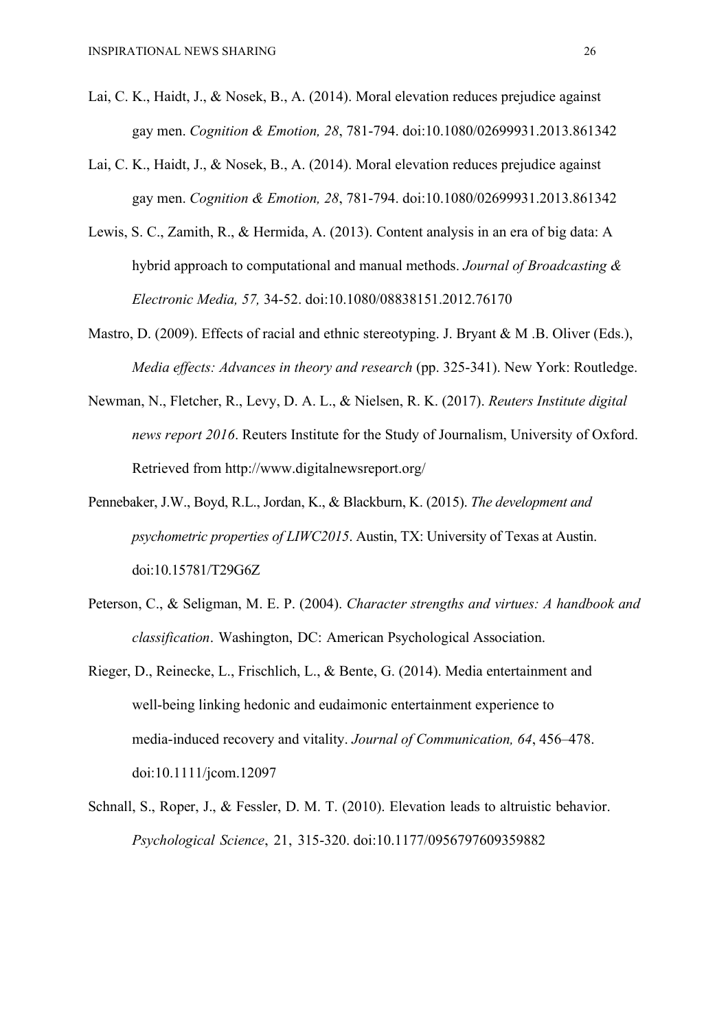Lai, C. K., Haidt, J., & Nosek, B., A. (2014). Moral elevation reduces prejudice against gay men. *Cognition & Emotion, 28*, 781-794. doi:10.1080/02699931.2013.861342

Lai, C. K., Haidt, J., & Nosek, B., A. (2014). Moral elevation reduces prejudice against gay men. *Cognition & Emotion, 28*, 781-794. doi:10.1080/02699931.2013.861342

Lewis, S. C., Zamith, R., & Hermida, A. (2013). Content analysis in an era of big data: A hybrid approach to computational and manual methods. *Journal of Broadcasting & Electronic Media, 57,* 34-52. doi:10.1080/08838151.2012.76170

Mastro, D. (2009). Effects of racial and ethnic stereotyping. J. Bryant & M .B. Oliver (Eds.), *Media effects: Advances in theory and research* (pp. 325-341). New York: Routledge.

Newman, N., Fletcher, R., Levy, D. A. L., & Nielsen, R. K. (2017). *Reuters Institute digital news report 2016*. Reuters Institute for the Study of Journalism, University of Oxford. Retrieved from http://www.digitalnewsreport.org/

Pennebaker, J.W., Boyd, R.L., Jordan, K., & Blackburn, K. (2015). *The development and psychometric properties of LIWC2015*. Austin, TX: University of Texas at Austin. doi:10.15781/T29G6Z

Peterson, C., & Seligman, M. E. P. (2004). *Character strengths and virtues: A handbook and classification*. Washington, DC: American Psychological Association.

Rieger, D., Reinecke, L., Frischlich, L., & Bente, G. (2014). Media entertainment and well-being linking hedonic and eudaimonic entertainment experience to media-induced recovery and vitality. *Journal of Communication, 64*, 456–478. doi:10.1111/jcom.12097

Schnall, S., Roper, J., & Fessler, D. M. T. (2010). Elevation leads to altruistic behavior. *Psychological Science*, 21, 315-320. doi:10.1177/0956797609359882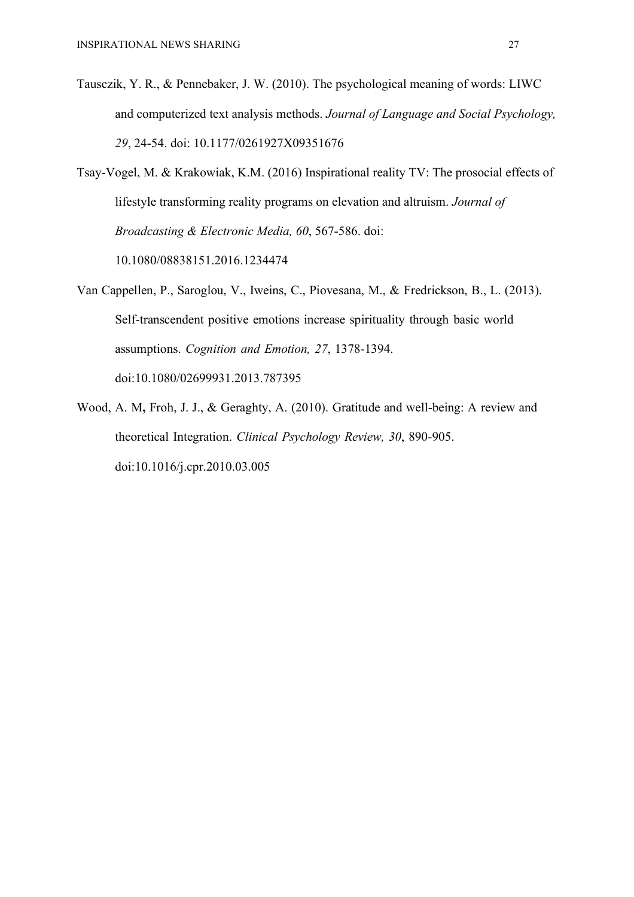Tausczik, Y. R., & Pennebaker, J. W. (2010). The psychological meaning of words: LIWC and computerized text analysis methods. *Journal of Language and Social Psychology, 29*, 24-54. doi: 10.1177/0261927X09351676

Tsay-Vogel, M. & Krakowiak, K.M. (2016) Inspirational reality TV: The prosocial effects of lifestyle transforming reality programs on elevation and altruism. *Journal of Broadcasting & Electronic Media, 60*, 567-586. doi: 10.1080/08838151.2016.1234474

Van Cappellen, P., Saroglou, V., Iweins, C., Piovesana, M., & Fredrickson, B., L. (2013). Self-transcendent positive emotions increase spirituality through basic world assumptions. *Cognition and Emotion, 27*, 1378-1394. doi:10.1080/02699931.2013.787395

Wood, A. M**,** Froh, J. J., & Geraghty, A. (2010). Gratitude and well-being: A review and theoretical Integration. *Clinical Psychology Review, 30*, 890-905. doi:10.1016/j.cpr.2010.03.005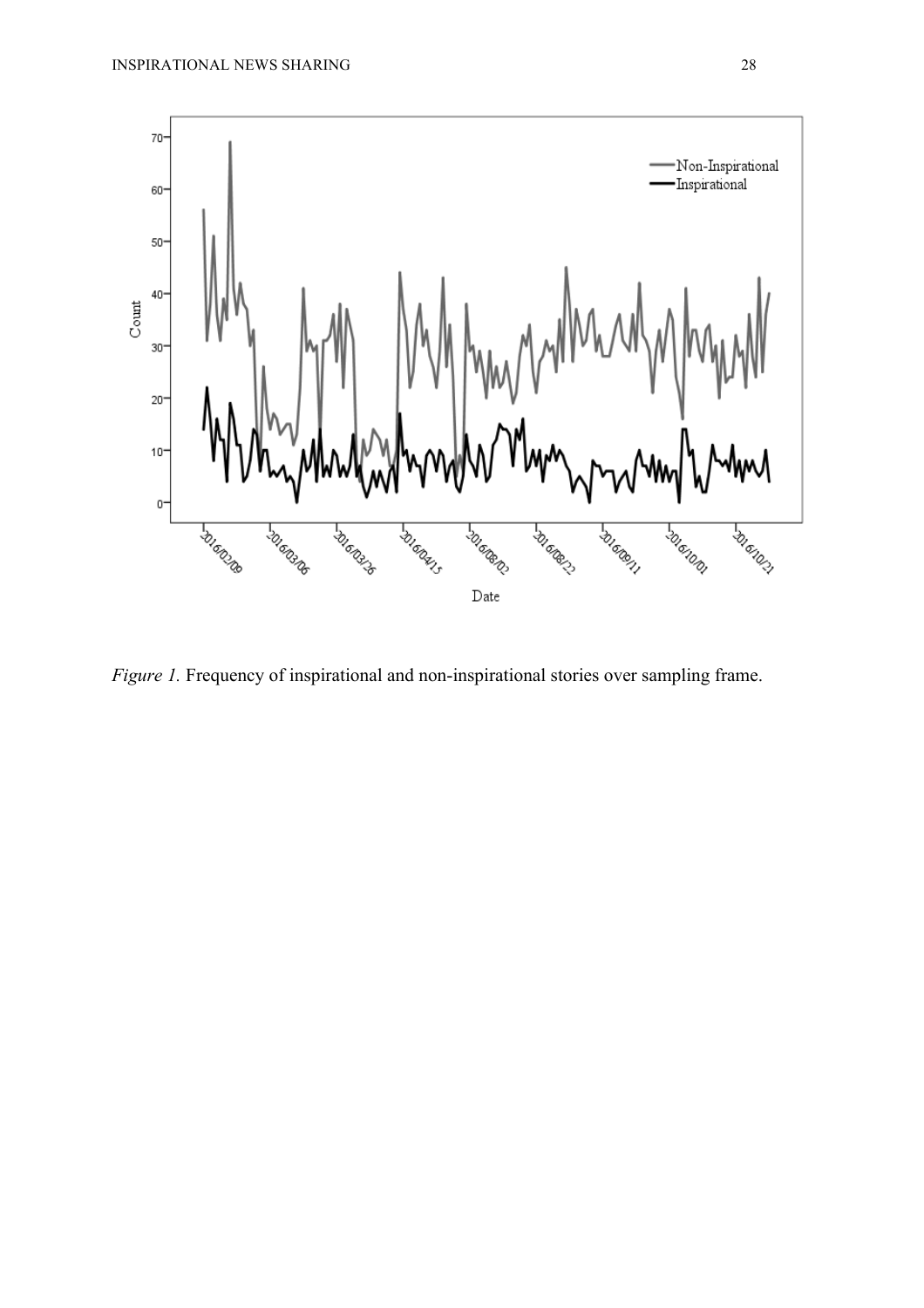*Figure 1.* Frequency of inspirational and non-inspirational stories over sampling frame.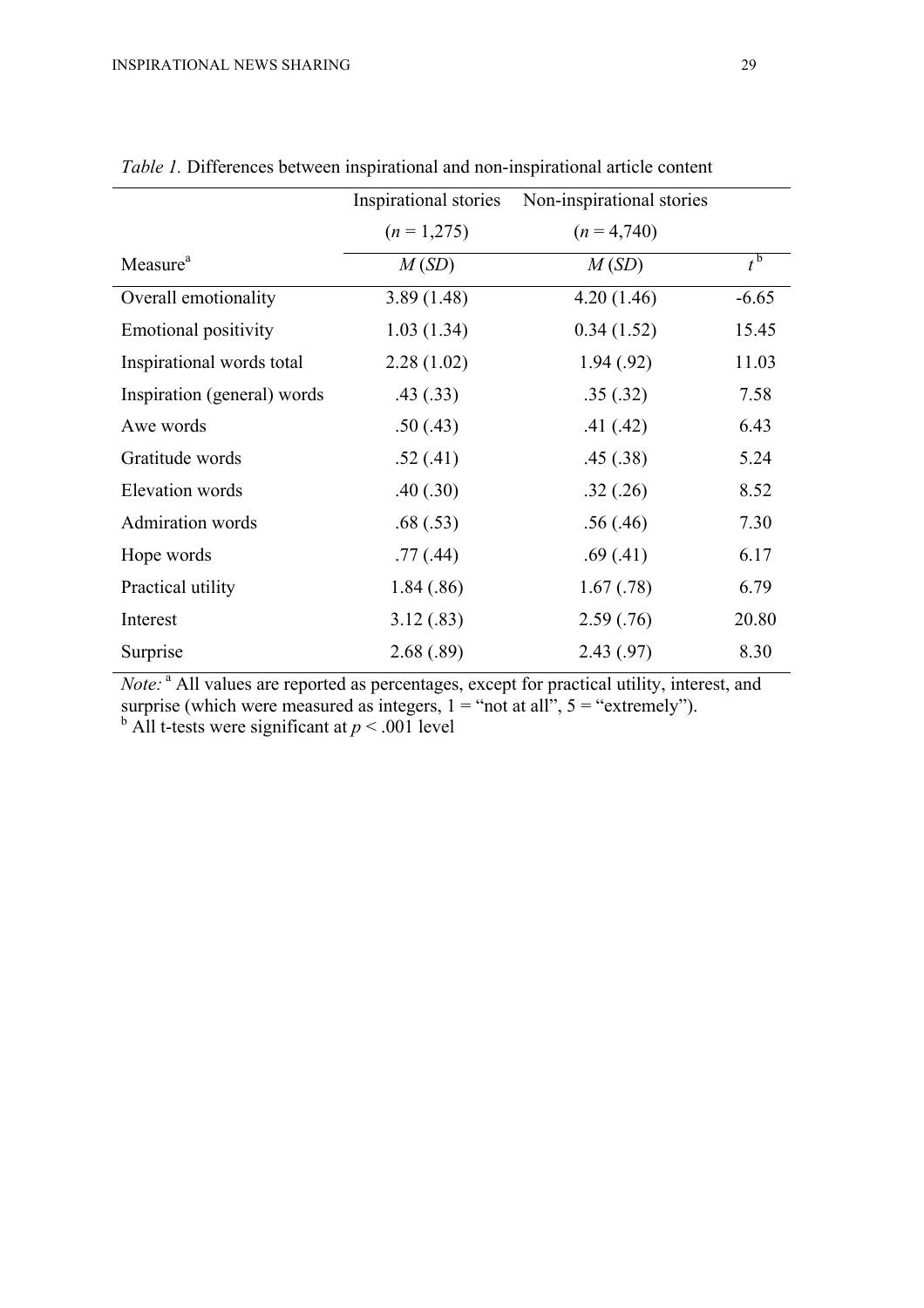*Table 1.* Differences between inspirational and non-inspirational article content

| | Inspirational stories ($n$ = 1,275) | Non-inspirational stories ($n$ = 4,740) | |
|---|---|---|---|
| Measure[a] | $M$ ($SD$) | $M$ ($SD$) | $t$ [b] |
| Overall emotionality | 3.89 (1.48) | 4.20 (1.46) | -6.65 |
| Emotional positivity | 1.03 (1.34) | 0.34 (1.52) | 15.45 |
| Inspirational words total | 2.28 (1.02) | 1.94 (.92) | 11.03 |
| Inspiration (general) words | .43 (.33) | .35 (.32) | 7.58 |
| Awe words | .50 (.43) | .41 (.42) | 6.43 |
| Gratitude words | .52 (.41) | .45 (.38) | 5.24 |
| Elevation words | .40 (.30) | .32 (.26) | 8.52 |
| Admiration words | .68 (.53) | .56 (.46) | 7.30 |
| Hope words | .77 (.44) | .69 (.41) | 6.17 |
| Practical utility | 1.84 (.86) | 1.67 (.78) | 6.79 |
| Interest | 3.12 (.83) | 2.59 (.76) | 20.80 |
| Surprise | 2.68 (.89) | 2.43 (.97) | 8.30 |

*Note:* [a] All values are reported as percentages, except for practical utility, interest, and surprise (which were measured as integers, 1 = "not at all", 5 = "extremely").
[b] All t-tests were significant at $p < .001$ level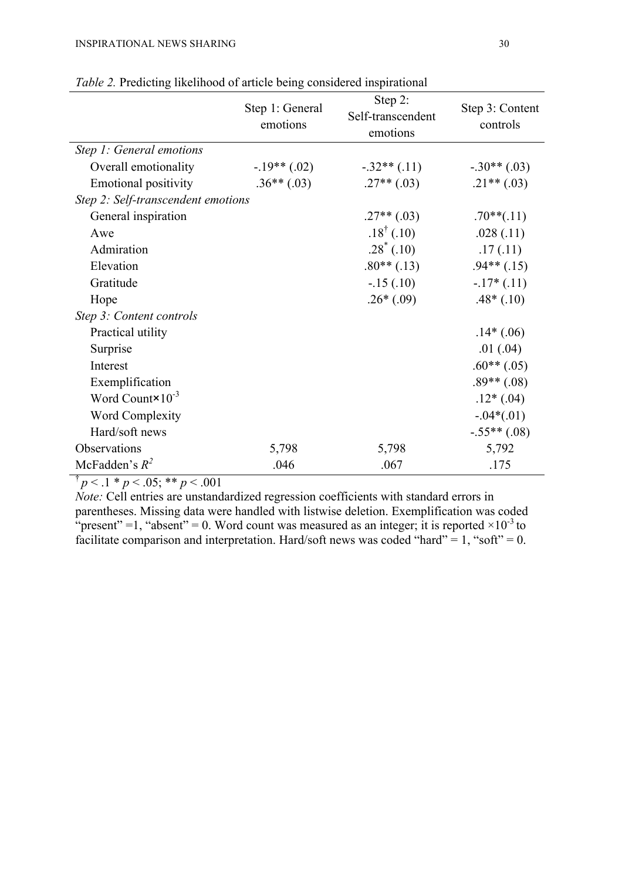*Table 2.* Predicting likelihood of article being considered inspirational

| | Step 1: General emotions | Step 2: Self-transcendent emotions | Step 3: Content controls |
|---|---|---|---|
| *Step 1: General emotions* | | | |
| Overall emotionality | -.19** (.02) | -.32** (.11) | -.30** (.03) |
| Emotional positivity | .36** (.03) | .27** (.03) | .21** (.03) |
| *Step 2: Self-transcendent emotions* | | | |
| General inspiration | | .27** (.03) | .70**(.11) |
| Awe | | .18† (.10) | .028 (.11) |
| Admiration | | .28* (.10) | .17 (.11) |
| Elevation | | .80** (.13) | .94** (.15) |
| Gratitude | | -.15 (.10) | -.17* (.11) |
| Hope | | .26* (.09) | .48* (.10) |
| *Step 3: Content controls* | | | |
| Practical utility | | | .14* (.06) |
| Surprise | | | .01 (.04) |
| Interest | | | .60** (.05) |
| Exemplification | | | .89** (.08) |
| Word Count×$10^{-3}$ | | | .12* (.04) |
| Word Complexity | | | -.04*(.01) |
| Hard/soft news | | | -.55** (.08) |
| Observations | 5,798 | 5,798 | 5,792 |
| McFadden's $R^2$ | .046 | .067 | .175 |

† $p < .1$ * $p < .05$; ** $p < .001$

*Note:* Cell entries are unstandardized regression coefficients with standard errors in parentheses. Missing data were handled with listwise deletion. Exemplification was coded "present" =1, "absent" = 0. Word count was measured as an integer; it is reported $\times 10^{-3}$ to facilitate comparison and interpretation. Hard/soft news was coded "hard" = 1, "soft" = 0.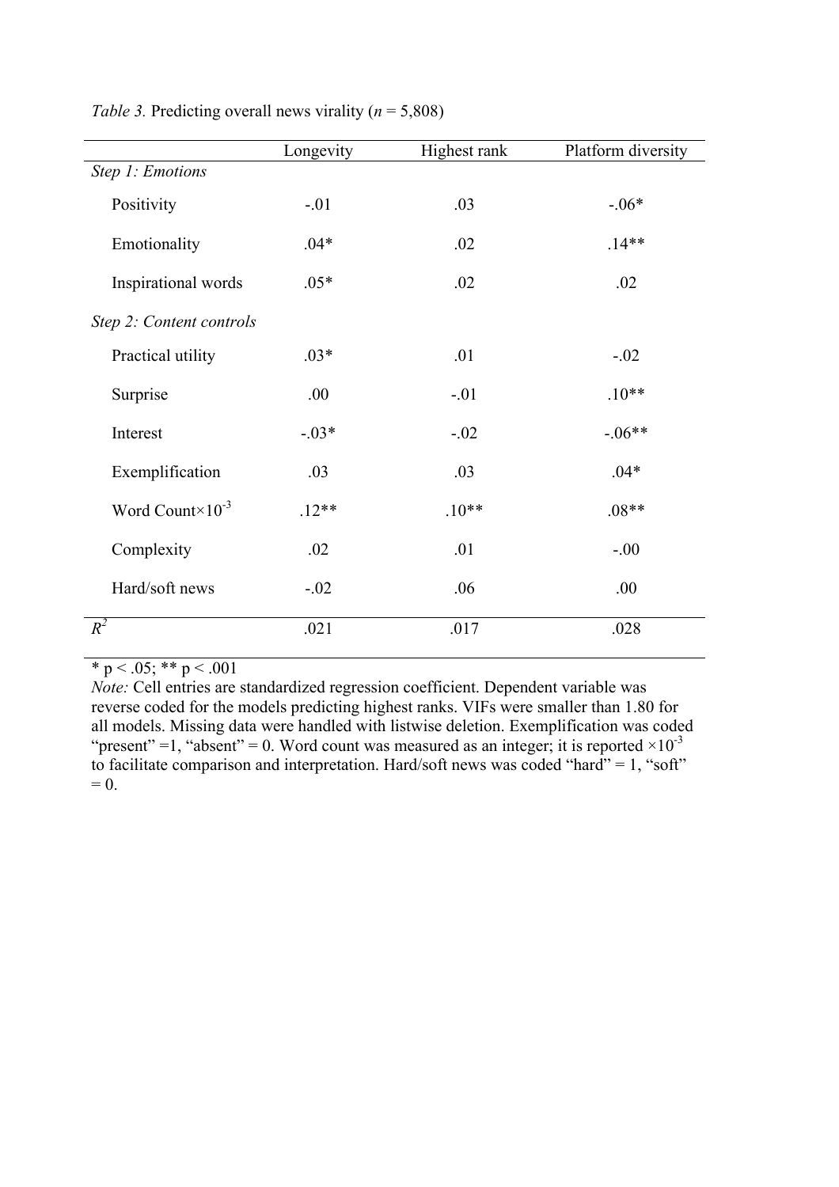*Table 3.* Predicting overall news virality (*n* = 5,808)

| | Longevity | Highest rank | Platform diversity |
|---|---|---|---|
| *Step 1: Emotions* | | | |
| Positivity | -.01 | .03 | -.06* |
| Emotionality | .04* | .02 | .14** |
| Inspirational words | .05* | .02 | .02 |
| *Step 2: Content controls* | | | |
| Practical utility | .03* | .01 | -.02 |
| Surprise | .00 | -.01 | .10** |
| Interest | -.03* | -.02 | -.06** |
| Exemplification | .03 | .03 | .04* |
| Word Count$\times 10^{-3}$ | .12** | .10** | .08** |
| Complexity | .02 | .01 | -.00 |
| Hard/soft news | -.02 | .06 | .00 |
| $R^2$ | .021 | .017 | .028 |

* $p < .05$; ** $p < .001$

*Note:* Cell entries are standardized regression coefficient. Dependent variable was reverse coded for the models predicting highest ranks. VIFs were smaller than 1.80 for all models. Missing data were handled with listwise deletion. Exemplification was coded "present" =1, "absent" = 0. Word count was measured as an integer; it is reported $\times 10^{-3}$ to facilitate comparison and interpretation. Hard/soft news was coded "hard" = 1, "soft" = 0.